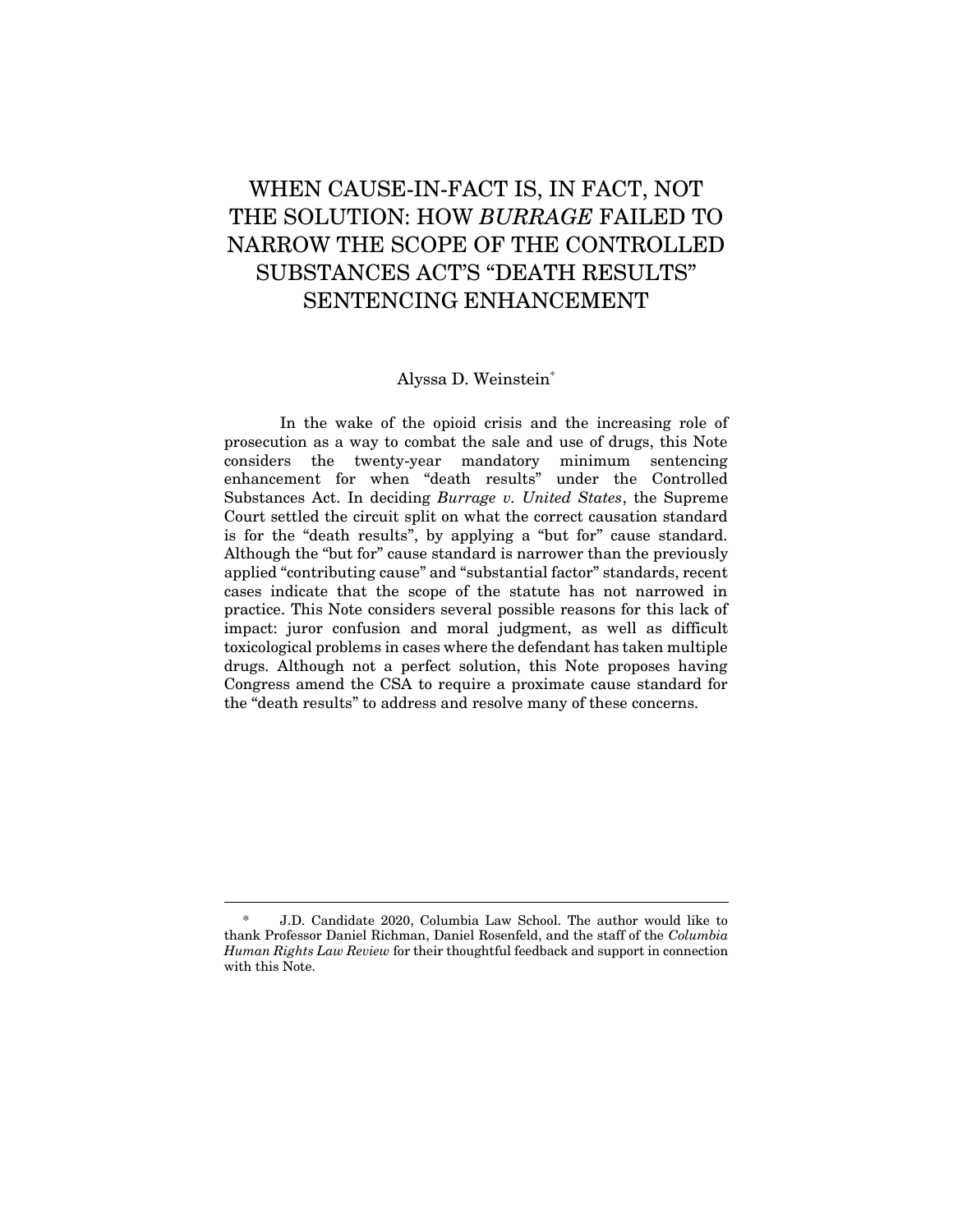# WHEN CAUSE-IN-FACT IS, IN FACT, NOT THE SOLUTION: HOW *BURRAGE* FAILED TO NARROW THE SCOPE OF THE CONTROLLED SUBSTANCES ACT'S "DEATH RESULTS" SENTENCING ENHANCEMENT

Alyssa D. Weinstein*

In the wake of the opioid crisis and the increasing role of prosecution as a way to combat the sale and use of drugs, this Note considers the twenty-year mandatory minimum sentencing enhancement for when "death results" under the Controlled Substances Act. In deciding *Burrage v. United States*, the Supreme Court settled the circuit split on what the correct causation standard is for the "death results", by applying a "but for" cause standard. Although the "but for" cause standard is narrower than the previously applied "contributing cause" and "substantial factor" standards, recent cases indicate that the scope of the statute has not narrowed in practice. This Note considers several possible reasons for this lack of impact: juror confusion and moral judgment, as well as difficult toxicological problems in cases where the defendant has taken multiple drugs. Although not a perfect solution, this Note proposes having Congress amend the CSA to require a proximate cause standard for the "death results" to address and resolve many of these concerns.

---

\* J.D. Candidate 2020, Columbia Law School. The author would like to thank Professor Daniel Richman, Daniel Rosenfeld, and the staff of the *Columbia Human Rights Law Review* for their thoughtful feedback and support in connection with this Note.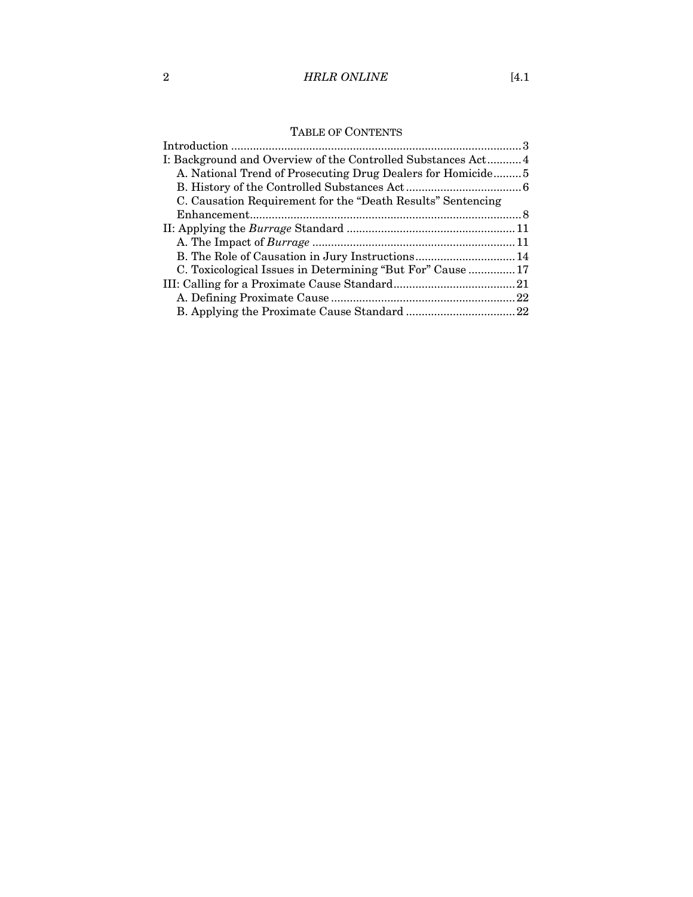## TABLE OF CONTENTS

Introduction .......................................................................................... 3

I: Background and Overview of the Controlled Substances Act........... 4

- A. National Trend of Prosecuting Drug Dealers for Homicide......... 5
- B. History of the Controlled Substances Act..................................... 6
- C. Causation Requirement for the "Death Results" Sentencing Enhancement....................................................................... 8

II: Applying the *Burrage* Standard ...................................................... 11

- A. The Impact of *Burrage* ................................................................ 11
- B. The Role of Causation in Jury Instructions................................ 14
- C. Toxicological Issues in Determining "But For" Cause ............... 17

III: Calling for a Proximate Cause Standard....................................... 21

- A. Defining Proximate Cause ........................................................... 22
- B. Applying the Proximate Cause Standard ................................... 22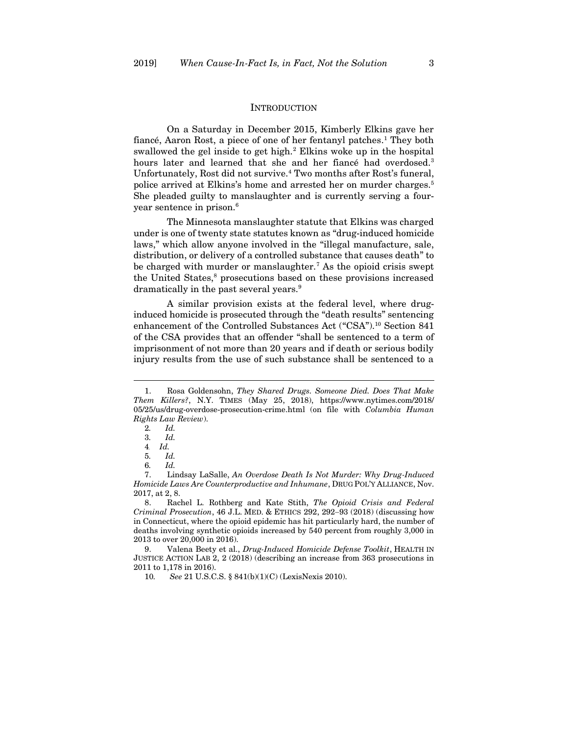## INTRODUCTION

On a Saturday in December 2015, Kimberly Elkins gave her fiancé, Aaron Rost, a piece of one of her fentanyl patches.[1] They both swallowed the gel inside to get high.[2] Elkins woke up in the hospital hours later and learned that she and her fiancé had overdosed.[3] Unfortunately, Rost did not survive.[4] Two months after Rost's funeral, police arrived at Elkins's home and arrested her on murder charges.[5] She pleaded guilty to manslaughter and is currently serving a four-year sentence in prison.[6]

The Minnesota manslaughter statute that Elkins was charged under is one of twenty state statutes known as "drug-induced homicide laws," which allow anyone involved in the "illegal manufacture, sale, distribution, or delivery of a controlled substance that causes death" to be charged with murder or manslaughter.[7] As the opioid crisis swept the United States,[8] prosecutions based on these provisions increased dramatically in the past several years.[9]

A similar provision exists at the federal level, where drug-induced homicide is prosecuted through the "death results" sentencing enhancement of the Controlled Substances Act ("CSA").[10] Section 841 of the CSA provides that an offender "shall be sentenced to a term of imprisonment of not more than 20 years and if death or serious bodily injury results from the use of such substance shall be sentenced to a

---

1. Rosa Goldensohn, *They Shared Drugs. Someone Died. Does That Make Them Killers?*, N.Y. TIMES (May 25, 2018), https://www.nytimes.com/2018/05/25/us/drug-overdose-prosecution-crime.html (on file with *Columbia Human Rights Law Review*).

2. *Id.*

3. *Id.*

4. *Id.*

5. *Id.*

6. *Id.*

7. Lindsay LaSalle, *An Overdose Death Is Not Murder: Why Drug-Induced Homicide Laws Are Counterproductive and Inhumane*, DRUG POL'Y ALLIANCE, Nov. 2017, at 2, 8.

8. Rachel L. Rothberg and Kate Stith, *The Opioid Crisis and Federal Criminal Prosecution*, 46 J.L. MED. & ETHICS 292, 292–93 (2018) (discussing how in Connecticut, where the opioid epidemic has hit particularly hard, the number of deaths involving synthetic opioids increased by 540 percent from roughly 3,000 in 2013 to over 20,000 in 2016).

9. Valena Beety et al., *Drug-Induced Homicide Defense Toolkit*, HEALTH IN JUSTICE ACTION LAB 2, 2 (2018) (describing an increase from 363 prosecutions in 2011 to 1,178 in 2016).

10. *See* 21 U.S.C.S. § 841(b)(1)(C) (LexisNexis 2010).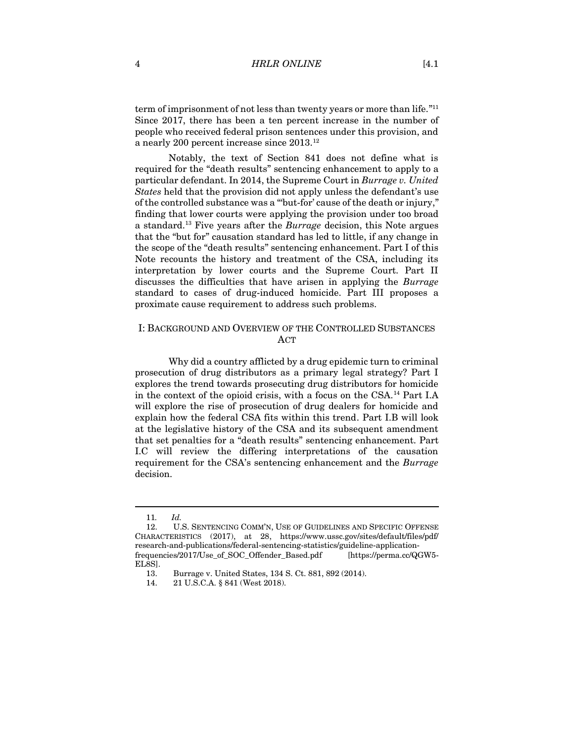term of imprisonment of not less than twenty years or more than life."[11] Since 2017, there has been a ten percent increase in the number of people who received federal prison sentences under this provision, and a nearly 200 percent increase since 2013.[12]

Notably, the text of Section 841 does not define what is required for the "death results" sentencing enhancement to apply to a particular defendant. In 2014, the Supreme Court in *Burrage v. United States* held that the provision did not apply unless the defendant's use of the controlled substance was a "'but-for' cause of the death or injury," finding that lower courts were applying the provision under too broad a standard.[13] Five years after the *Burrage* decision, this Note argues that the "but for" causation standard has led to little, if any change in the scope of the "death results" sentencing enhancement. Part I of this Note recounts the history and treatment of the CSA, including its interpretation by lower courts and the Supreme Court. Part II discusses the difficulties that have arisen in applying the *Burrage* standard to cases of drug-induced homicide. Part III proposes a proximate cause requirement to address such problems.

## I: BACKGROUND AND OVERVIEW OF THE CONTROLLED SUBSTANCES ACT

Why did a country afflicted by a drug epidemic turn to criminal prosecution of drug distributors as a primary legal strategy? Part I explores the trend towards prosecuting drug distributors for homicide in the context of the opioid crisis, with a focus on the CSA.[14] Part I.A will explore the rise of prosecution of drug dealers for homicide and explain how the federal CSA fits within this trend. Part I.B will look at the legislative history of the CSA and its subsequent amendment that set penalties for a "death results" sentencing enhancement. Part I.C will review the differing interpretations of the causation requirement for the CSA's sentencing enhancement and the *Burrage* decision.

---

11. *Id.*

12. U.S. SENTENCING COMM'N, USE OF GUIDELINES AND SPECIFIC OFFENSE CHARACTERISTICS (2017), at 28, https://www.ussc.gov/sites/default/files/pdf/research-and-publications/federal-sentencing-statistics/guideline-application-frequencies/2017/Use_of_SOC_Offender_Based.pdf [https://perma.cc/QGW5-EL8S].

13. Burrage v. United States, 134 S. Ct. 881, 892 (2014).

14. 21 U.S.C.A. § 841 (West 2018).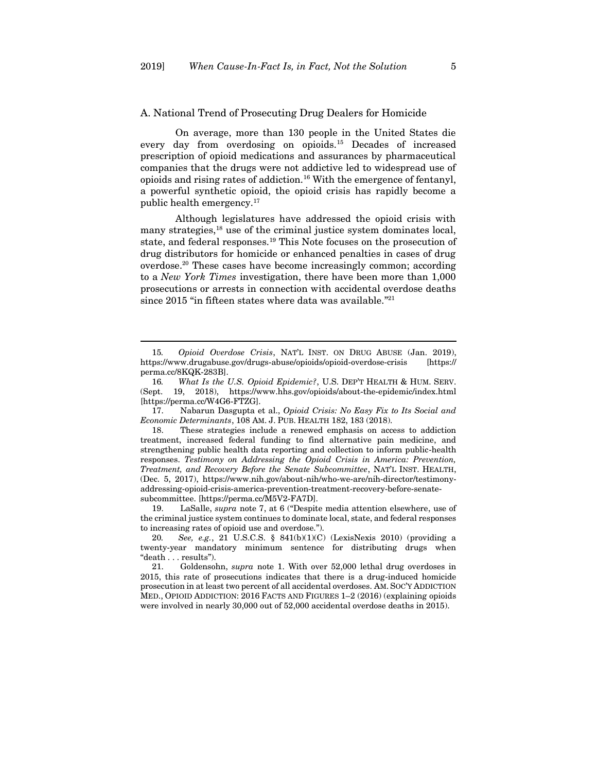## A. National Trend of Prosecuting Drug Dealers for Homicide

On average, more than 130 people in the United States die every day from overdosing on opioids.[15] Decades of increased prescription of opioid medications and assurances by pharmaceutical companies that the drugs were not addictive led to widespread use of opioids and rising rates of addiction.[16] With the emergence of fentanyl, a powerful synthetic opioid, the opioid crisis has rapidly become a public health emergency.[17]

Although legislatures have addressed the opioid crisis with many strategies,[18] use of the criminal justice system dominates local, state, and federal responses.[19] This Note focuses on the prosecution of drug distributors for homicide or enhanced penalties in cases of drug overdose.[20] These cases have become increasingly common; according to a *New York Times* investigation, there have been more than 1,000 prosecutions or arrests in connection with accidental overdose deaths since 2015 "in fifteen states where data was available."[21]

---

15. *Opioid Overdose Crisis*, NAT'L INST. ON DRUG ABUSE (Jan. 2019), https://www.drugabuse.gov/drugs-abuse/opioids/opioid-overdose-crisis [https://perma.cc/8KQK-283B].

16. *What Is the U.S. Opioid Epidemic?*, U.S. DEP'T HEALTH & HUM. SERV. (Sept. 19, 2018), https://www.hhs.gov/opioids/about-the-epidemic/index.html [https://perma.cc/W4G6-FTZG].

17. Nabarun Dasgupta et al., *Opioid Crisis: No Easy Fix to Its Social and Economic Determinants*, 108 AM. J. PUB. HEALTH 182, 183 (2018).

18. These strategies include a renewed emphasis on access to addiction treatment, increased federal funding to find alternative pain medicine, and strengthening public health data reporting and collection to inform public-health responses. *Testimony on Addressing the Opioid Crisis in America: Prevention, Treatment, and Recovery Before the Senate Subcommittee*, NAT'L INST. HEALTH, (Dec. 5, 2017), https://www.nih.gov/about-nih/who-we-are/nih-director/testimony-addressing-opioid-crisis-america-prevention-treatment-recovery-before-senate-subcommittee. [https://perma.cc/M5V2-FA7D].

19. LaSalle, *supra* note 7, at 6 ("Despite media attention elsewhere, use of the criminal justice system continues to dominate local, state, and federal responses to increasing rates of opioid use and overdose.").

20. *See, e.g.*, 21 U.S.C.S. § 841(b)(1)(C) (LexisNexis 2010) (providing a twenty-year mandatory minimum sentence for distributing drugs when "death . . . results").

21. Goldensohn, *supra* note 1. With over 52,000 lethal drug overdoses in 2015, this rate of prosecutions indicates that there is a drug-induced homicide prosecution in at least two percent of all accidental overdoses. AM. SOC'Y ADDICTION MED., OPIOID ADDICTION: 2016 FACTS AND FIGURES 1–2 (2016) (explaining opioids were involved in nearly 30,000 out of 52,000 accidental overdose deaths in 2015).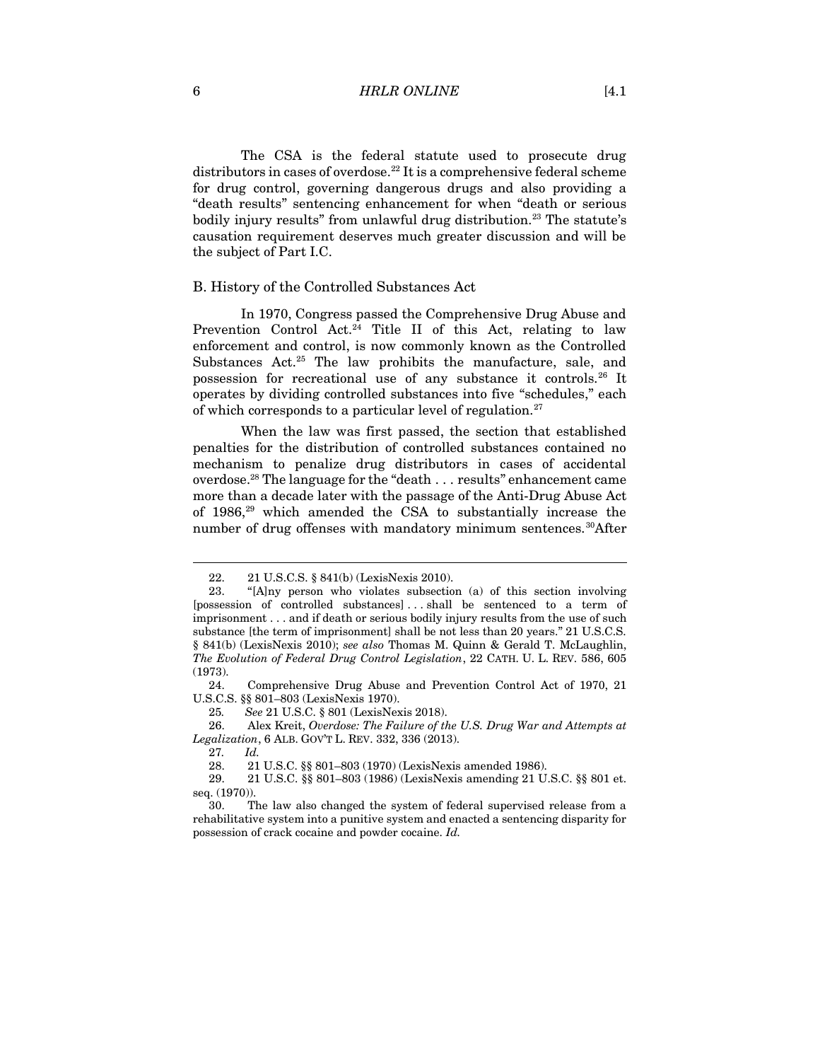The CSA is the federal statute used to prosecute drug distributors in cases of overdose.[22] It is a comprehensive federal scheme for drug control, governing dangerous drugs and also providing a "death results" sentencing enhancement for when "death or serious bodily injury results" from unlawful drug distribution.[23] The statute's causation requirement deserves much greater discussion and will be the subject of Part I.C.

## B. History of the Controlled Substances Act

In 1970, Congress passed the Comprehensive Drug Abuse and Prevention Control Act.[24] Title II of this Act, relating to law enforcement and control, is now commonly known as the Controlled Substances Act.[25] The law prohibits the manufacture, sale, and possession for recreational use of any substance it controls.[26] It operates by dividing controlled substances into five "schedules," each of which corresponds to a particular level of regulation.[27]

When the law was first passed, the section that established penalties for the distribution of controlled substances contained no mechanism to penalize drug distributors in cases of accidental overdose.[28] The language for the "death . . . results" enhancement came more than a decade later with the passage of the Anti-Drug Abuse Act of 1986,[29] which amended the CSA to substantially increase the number of drug offenses with mandatory minimum sentences.[30]After

---

22. 21 U.S.C.S. § 841(b) (LexisNexis 2010).

23. "[A]ny person who violates subsection (a) of this section involving [possession of controlled substances] . . . shall be sentenced to a term of imprisonment . . . and if death or serious bodily injury results from the use of such substance [the term of imprisonment] shall be not less than 20 years." 21 U.S.C.S. § 841(b) (LexisNexis 2010); *see also* Thomas M. Quinn & Gerald T. McLaughlin, *The Evolution of Federal Drug Control Legislation*, 22 CATH. U. L. REV. 586, 605 (1973).

24. Comprehensive Drug Abuse and Prevention Control Act of 1970, 21 U.S.C.S. §§ 801–803 (LexisNexis 1970).

25. *See* 21 U.S.C. § 801 (LexisNexis 2018).

26. Alex Kreit, *Overdose: The Failure of the U.S. Drug War and Attempts at Legalization*, 6 ALB. GOV'T L. REV. 332, 336 (2013).

27. *Id.*

28. 21 U.S.C. §§ 801–803 (1970) (LexisNexis amended 1986).

29. 21 U.S.C. §§ 801–803 (1986) (LexisNexis amending 21 U.S.C. §§ 801 et. seq. (1970)).

30. The law also changed the system of federal supervised release from a rehabilitative system into a punitive system and enacted a sentencing disparity for possession of crack cocaine and powder cocaine. *Id.*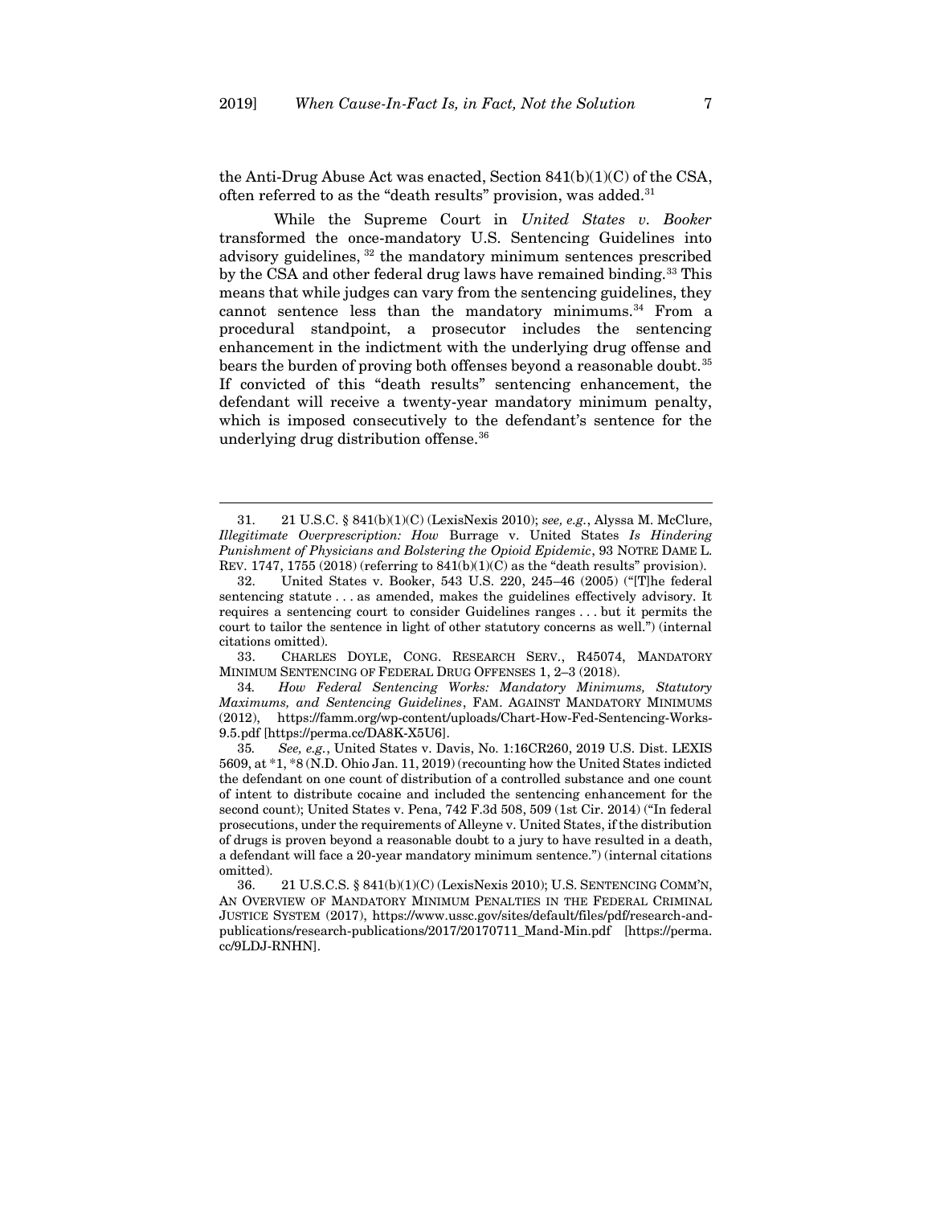the Anti-Drug Abuse Act was enacted, Section 841(b)(1)(C) of the CSA, often referred to as the "death results" provision, was added.[31]

While the Supreme Court in *United States v. Booker* transformed the once-mandatory U.S. Sentencing Guidelines into advisory guidelines, [32] the mandatory minimum sentences prescribed by the CSA and other federal drug laws have remained binding.[33] This means that while judges can vary from the sentencing guidelines, they cannot sentence less than the mandatory minimums.[34] From a procedural standpoint, a prosecutor includes the sentencing enhancement in the indictment with the underlying drug offense and bears the burden of proving both offenses beyond a reasonable doubt.[35] If convicted of this "death results" sentencing enhancement, the defendant will receive a twenty-year mandatory minimum penalty, which is imposed consecutively to the defendant's sentence for the underlying drug distribution offense.[36]

---

31. 21 U.S.C. § 841(b)(1)(C) (LexisNexis 2010); *see, e.g.*, Alyssa M. McClure, *Illegitimate Overprescription: How* Burrage v. United States *Is Hindering Punishment of Physicians and Bolstering the Opioid Epidemic*, 93 NOTRE DAME L. REV. 1747, 1755 (2018) (referring to 841(b)(1)(C) as the "death results" provision).

32. United States v. Booker, 543 U.S. 220, 245–46 (2005) ("[T]he federal sentencing statute . . . as amended, makes the guidelines effectively advisory. It requires a sentencing court to consider Guidelines ranges . . . but it permits the court to tailor the sentence in light of other statutory concerns as well.") (internal citations omitted).

33. CHARLES DOYLE, CONG. RESEARCH SERV., R45074, MANDATORY MINIMUM SENTENCING OF FEDERAL DRUG OFFENSES 1, 2–3 (2018).

34. *How Federal Sentencing Works: Mandatory Minimums, Statutory Maximums, and Sentencing Guidelines*, FAM. AGAINST MANDATORY MINIMUMS (2012), https://famm.org/wp-content/uploads/Chart-How-Fed-Sentencing-Works-9.5.pdf [https://perma.cc/DA8K-X5U6].

35. *See, e.g.*, United States v. Davis, No. 1:16CR260, 2019 U.S. Dist. LEXIS 5609, at *1, *8 (N.D. Ohio Jan. 11, 2019) (recounting how the United States indicted the defendant on one count of distribution of a controlled substance and one count of intent to distribute cocaine and included the sentencing enhancement for the second count); United States v. Pena, 742 F.3d 508, 509 (1st Cir. 2014) ("In federal prosecutions, under the requirements of Alleyne v. United States, if the distribution of drugs is proven beyond a reasonable doubt to a jury to have resulted in a death, a defendant will face a 20-year mandatory minimum sentence.") (internal citations omitted).

36. 21 U.S.C.S. § 841(b)(1)(C) (LexisNexis 2010); U.S. SENTENCING COMM'N, AN OVERVIEW OF MANDATORY MINIMUM PENALTIES IN THE FEDERAL CRIMINAL JUSTICE SYSTEM (2017), https://www.ussc.gov/sites/default/files/pdf/research-and-publications/research-publications/2017/20170711_Mand-Min.pdf [https://perma.cc/9LDJ-RNHN].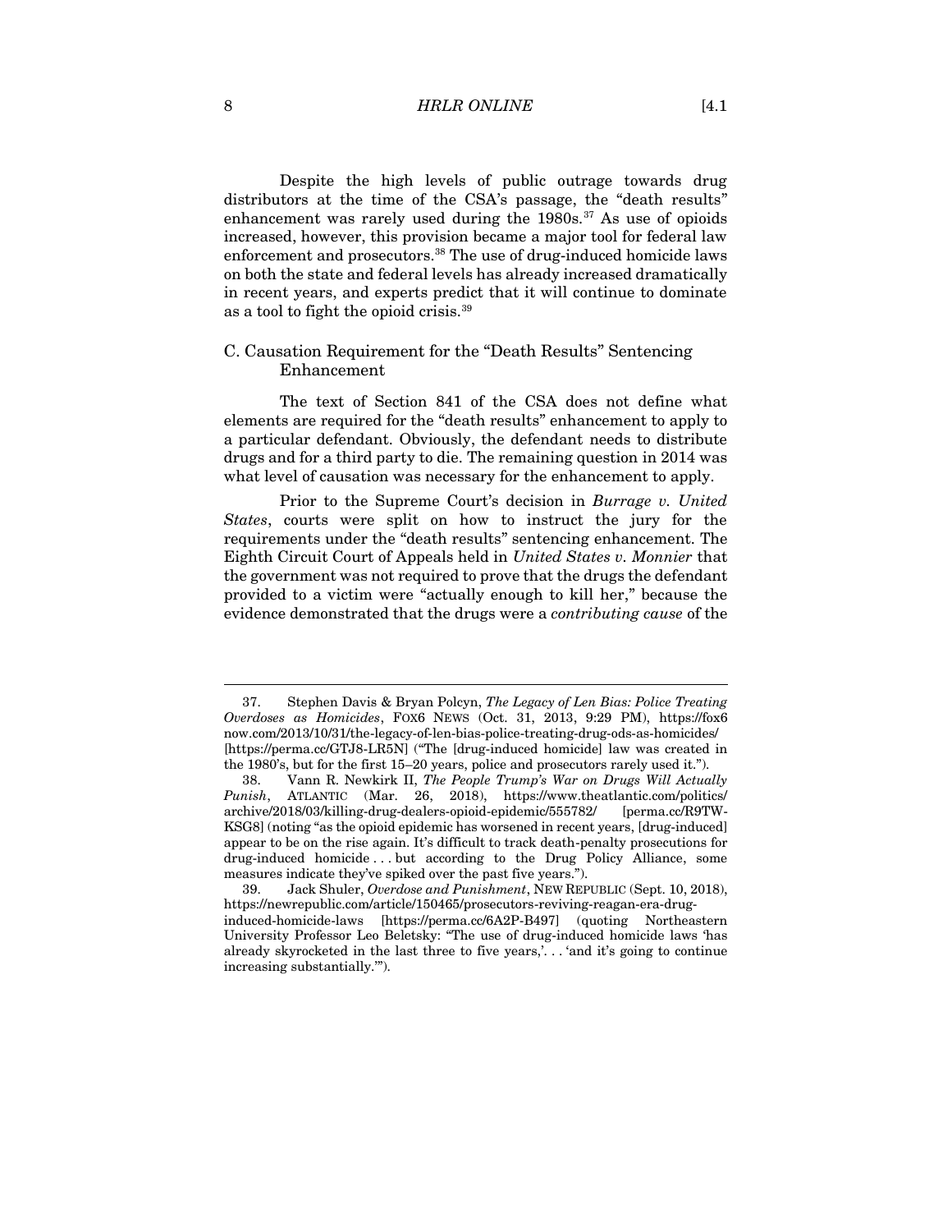Despite the high levels of public outrage towards drug distributors at the time of the CSA's passage, the "death results" enhancement was rarely used during the 1980s.[37] As use of opioids increased, however, this provision became a major tool for federal law enforcement and prosecutors.[38] The use of drug-induced homicide laws on both the state and federal levels has already increased dramatically in recent years, and experts predict that it will continue to dominate as a tool to fight the opioid crisis.[39]

### C. Causation Requirement for the "Death Results" Sentencing Enhancement

The text of Section 841 of the CSA does not define what elements are required for the "death results" enhancement to apply to a particular defendant. Obviously, the defendant needs to distribute drugs and for a third party to die. The remaining question in 2014 was what level of causation was necessary for the enhancement to apply.

Prior to the Supreme Court's decision in *Burrage v. United States*, courts were split on how to instruct the jury for the requirements under the "death results" sentencing enhancement. The Eighth Circuit Court of Appeals held in *United States v. Monnier* that the government was not required to prove that the drugs the defendant provided to a victim were "actually enough to kill her," because the evidence demonstrated that the drugs were a *contributing cause* of the

---

37. Stephen Davis & Bryan Polcyn, *The Legacy of Len Bias: Police Treating Overdoses as Homicides*, FOX6 NEWS (Oct. 31, 2013, 9:29 PM), https://fox6now.com/2013/10/31/the-legacy-of-len-bias-police-treating-drug-ods-as-homicides/ [https://perma.cc/GTJ8-LR5N] ("The [drug-induced homicide] law was created in the 1980's, but for the first 15–20 years, police and prosecutors rarely used it.").

38. Vann R. Newkirk II, *The People Trump's War on Drugs Will Actually Punish*, ATLANTIC (Mar. 26, 2018), https://www.theatlantic.com/politics/archive/2018/03/killing-drug-dealers-opioid-epidemic/555782/ [perma.cc/R9TW-KSG8] (noting "as the opioid epidemic has worsened in recent years, [drug-induced] appear to be on the rise again. It's difficult to track death-penalty prosecutions for drug-induced homicide . . . but according to the Drug Policy Alliance, some measures indicate they've spiked over the past five years.").

39. Jack Shuler, *Overdose and Punishment*, NEW REPUBLIC (Sept. 10, 2018), https://newrepublic.com/article/150465/prosecutors-reviving-reagan-era-drug-induced-homicide-laws [https://perma.cc/6A2P-B497] (quoting Northeastern University Professor Leo Beletsky: "The use of drug-induced homicide laws 'has already skyrocketed in the last three to five years,'. . . 'and it's going to continue increasing substantially.'").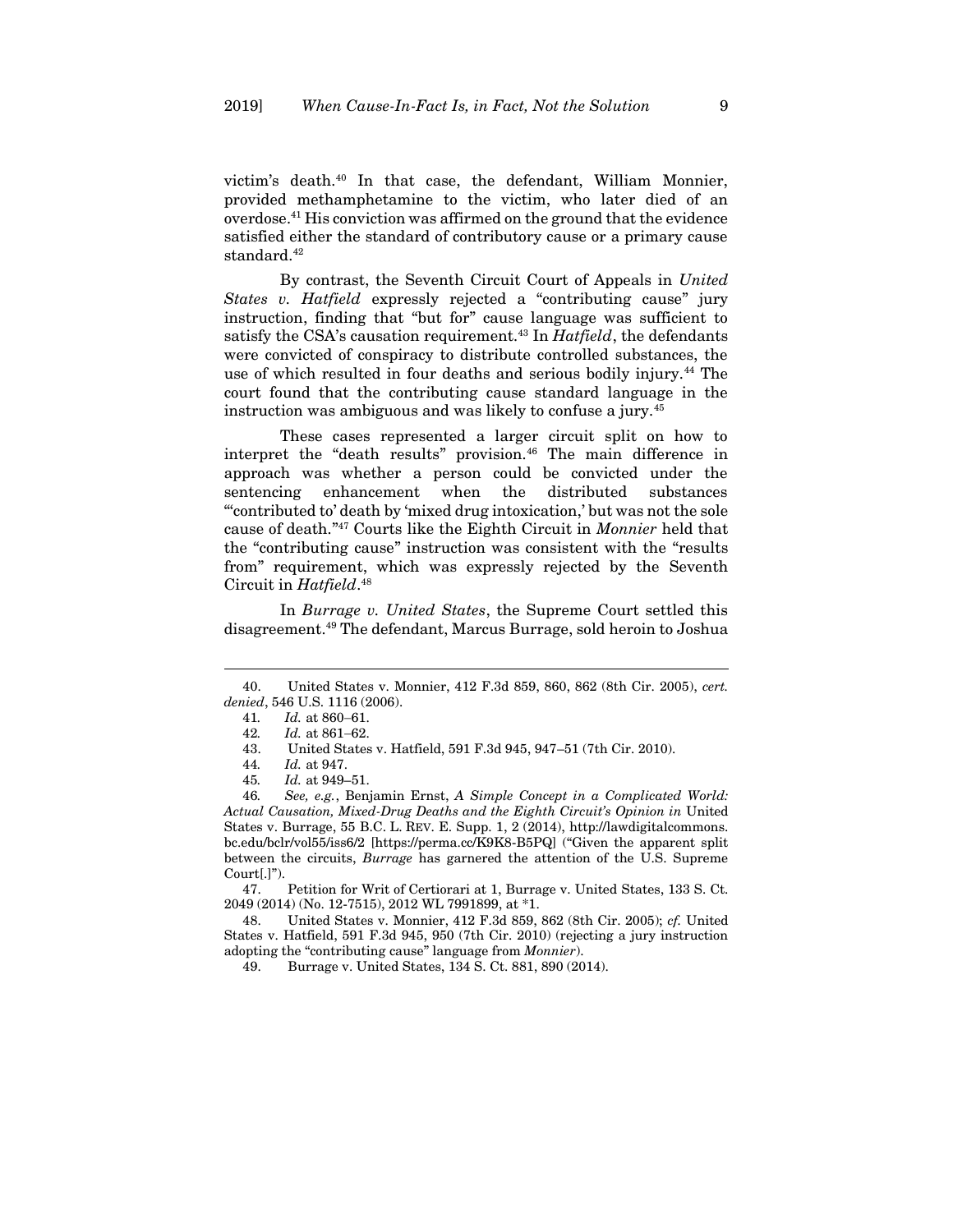victim's death.[40] In that case, the defendant, William Monnier, provided methamphetamine to the victim, who later died of an overdose.[41] His conviction was affirmed on the ground that the evidence satisfied either the standard of contributory cause or a primary cause standard.[42]

By contrast, the Seventh Circuit Court of Appeals in *United States v. Hatfield* expressly rejected a "contributing cause" jury instruction, finding that "but for" cause language was sufficient to satisfy the CSA's causation requirement.[43] In *Hatfield*, the defendants were convicted of conspiracy to distribute controlled substances, the use of which resulted in four deaths and serious bodily injury.[44] The court found that the contributing cause standard language in the instruction was ambiguous and was likely to confuse a jury.[45]

These cases represented a larger circuit split on how to interpret the "death results" provision.[46] The main difference in approach was whether a person could be convicted under the sentencing enhancement when the distributed substances "'contributed to' death by 'mixed drug intoxication,' but was not the sole cause of death."[47] Courts like the Eighth Circuit in *Monnier* held that the "contributing cause" instruction was consistent with the "results from" requirement, which was expressly rejected by the Seventh Circuit in *Hatfield*.[48]

In *Burrage v. United States*, the Supreme Court settled this disagreement.[49] The defendant, Marcus Burrage, sold heroin to Joshua

---

40. United States v. Monnier, 412 F.3d 859, 860, 862 (8th Cir. 2005), *cert. denied*, 546 U.S. 1116 (2006).

41. *Id.* at 860–61.

42. *Id.* at 861–62.

43. United States v. Hatfield, 591 F.3d 945, 947–51 (7th Cir. 2010).

44. *Id.* at 947.

45. *Id.* at 949–51.

46. *See, e.g.*, Benjamin Ernst, *A Simple Concept in a Complicated World: Actual Causation, Mixed-Drug Deaths and the Eighth Circuit's Opinion in* United States v. Burrage, 55 B.C. L. REV. E. Supp. 1, 2 (2014), http://lawdigitalcommons.bc.edu/bclr/vol55/iss6/2 [https://perma.cc/K9K8-B5PQ] ("Given the apparent split between the circuits, *Burrage* has garnered the attention of the U.S. Supreme Court[.]").

47. Petition for Writ of Certiorari at 1, Burrage v. United States, 133 S. Ct. 2049 (2014) (No. 12-7515), 2012 WL 7991899, at *1.

48. United States v. Monnier, 412 F.3d 859, 862 (8th Cir. 2005); *cf.* United States v. Hatfield, 591 F.3d 945, 950 (7th Cir. 2010) (rejecting a jury instruction adopting the "contributing cause" language from *Monnier*).

49. Burrage v. United States, 134 S. Ct. 881, 890 (2014).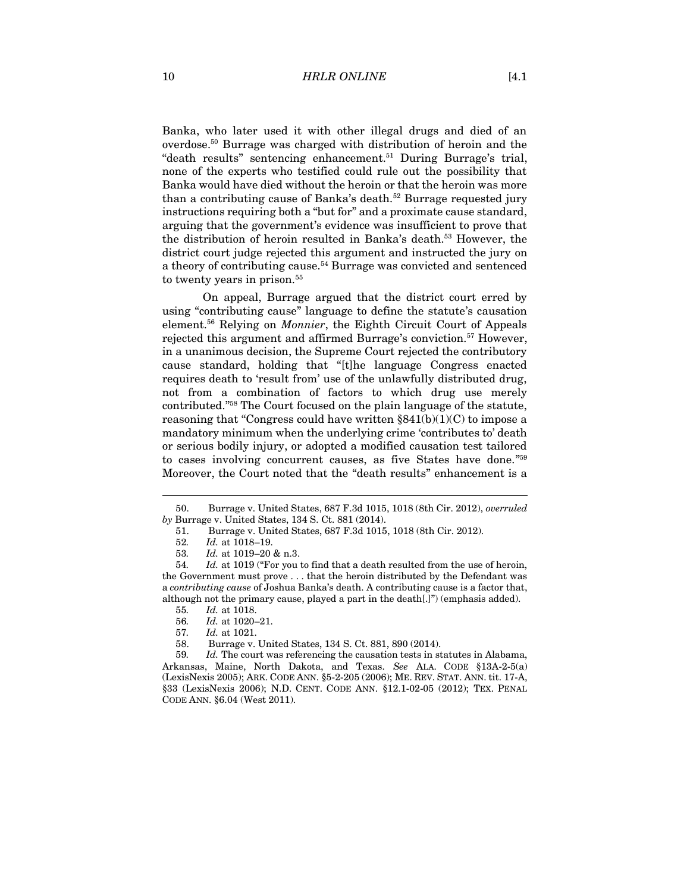Banka, who later used it with other illegal drugs and died of an overdose.[50] Burrage was charged with distribution of heroin and the "death results" sentencing enhancement.[51] During Burrage's trial, none of the experts who testified could rule out the possibility that Banka would have died without the heroin or that the heroin was more than a contributing cause of Banka's death.[52] Burrage requested jury instructions requiring both a "but for" and a proximate cause standard, arguing that the government's evidence was insufficient to prove that the distribution of heroin resulted in Banka's death.[53] However, the district court judge rejected this argument and instructed the jury on a theory of contributing cause.[54] Burrage was convicted and sentenced to twenty years in prison.[55]

On appeal, Burrage argued that the district court erred by using "contributing cause" language to define the statute's causation element.[56] Relying on *Monnier*, the Eighth Circuit Court of Appeals rejected this argument and affirmed Burrage's conviction.[57] However, in a unanimous decision, the Supreme Court rejected the contributory cause standard, holding that "[t]he language Congress enacted requires death to 'result from' use of the unlawfully distributed drug, not from a combination of factors to which drug use merely contributed."[58] The Court focused on the plain language of the statute, reasoning that "Congress could have written §841(b)(1)(C) to impose a mandatory minimum when the underlying crime 'contributes to' death or serious bodily injury, or adopted a modified causation test tailored to cases involving concurrent causes, as five States have done."[59] Moreover, the Court noted that the "death results" enhancement is a

---

50. Burrage v. United States, 687 F.3d 1015, 1018 (8th Cir. 2012), *overruled by* Burrage v. United States, 134 S. Ct. 881 (2014).

51. Burrage v. United States, 687 F.3d 1015, 1018 (8th Cir. 2012).

52. *Id.* at 1018–19.

53. *Id.* at 1019–20 & n.3.

54. *Id.* at 1019 ("For you to find that a death resulted from the use of heroin, the Government must prove . . . that the heroin distributed by the Defendant was a *contributing cause* of Joshua Banka's death. A contributing cause is a factor that, although not the primary cause, played a part in the death[.]") (emphasis added).

55. *Id.* at 1018.

56. *Id.* at 1020–21.

57. *Id.* at 1021.

58. Burrage v. United States, 134 S. Ct. 881, 890 (2014).

59. *Id.* The court was referencing the causation tests in statutes in Alabama, Arkansas, Maine, North Dakota, and Texas. *See* ALA. CODE §13A-2-5(a) (LexisNexis 2005); ARK. CODE ANN. §5-2-205 (2006); ME. REV. STAT. ANN. tit. 17-A, §33 (LexisNexis 2006); N.D. CENT. CODE ANN. §12.1-02-05 (2012); TEX. PENAL CODE ANN. §6.04 (West 2011).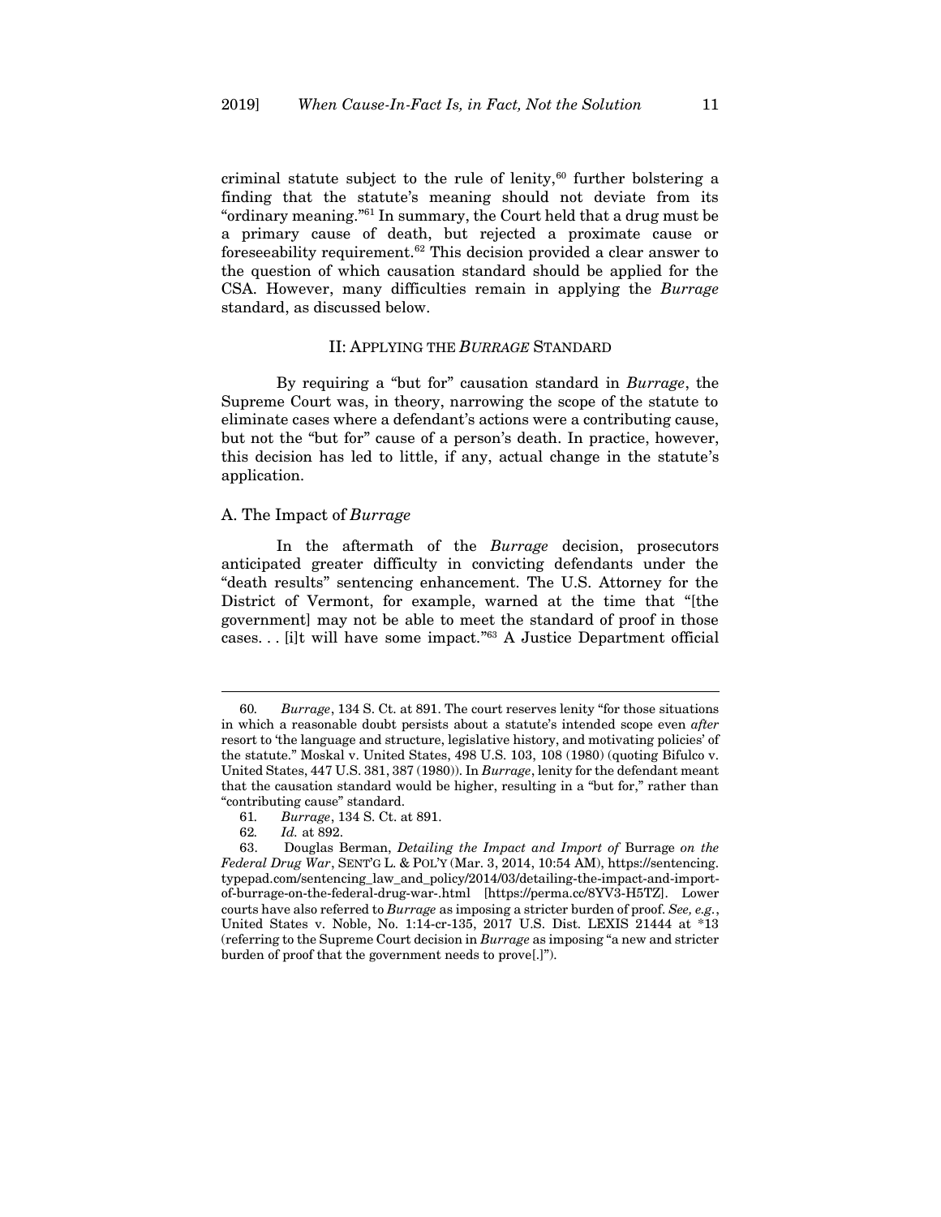criminal statute subject to the rule of lenity,[60] further bolstering a finding that the statute's meaning should not deviate from its "ordinary meaning."[61] In summary, the Court held that a drug must be a primary cause of death, but rejected a proximate cause or foreseeability requirement.[62] This decision provided a clear answer to the question of which causation standard should be applied for the CSA. However, many difficulties remain in applying the *Burrage* standard, as discussed below.

## II: Applying the *Burrage* Standard

By requiring a "but for" causation standard in *Burrage*, the Supreme Court was, in theory, narrowing the scope of the statute to eliminate cases where a defendant's actions were a contributing cause, but not the "but for" cause of a person's death. In practice, however, this decision has led to little, if any, actual change in the statute's application.

### A. The Impact of *Burrage*

In the aftermath of the *Burrage* decision, prosecutors anticipated greater difficulty in convicting defendants under the "death results" sentencing enhancement. The U.S. Attorney for the District of Vermont, for example, warned at the time that "[the government] may not be able to meet the standard of proof in those cases. . . [i]t will have some impact."[63] A Justice Department official

---

60. *Burrage*, 134 S. Ct. at 891. The court reserves lenity "for those situations in which a reasonable doubt persists about a statute's intended scope even *after* resort to 'the language and structure, legislative history, and motivating policies' of the statute." Moskal v. United States, 498 U.S. 103, 108 (1980) (quoting Bifulco v. United States, 447 U.S. 381, 387 (1980)). In *Burrage*, lenity for the defendant meant that the causation standard would be higher, resulting in a "but for," rather than "contributing cause" standard.

61. *Burrage*, 134 S. Ct. at 891.

62. *Id.* at 892.

63. Douglas Berman, *Detailing the Impact and Import of* Burrage *on the Federal Drug War*, SENT'G L. & POL'Y (Mar. 3, 2014, 10:54 AM), https://sentencing.typepad.com/sentencing_law_and_policy/2014/03/detailing-the-impact-and-import-of-burrage-on-the-federal-drug-war-.html [https://perma.cc/8YV3-H5TZ]. Lower courts have also referred to *Burrage* as imposing a stricter burden of proof. *See, e.g.*, United States v. Noble, No. 1:14-cr-135, 2017 U.S. Dist. LEXIS 21444 at *13 (referring to the Supreme Court decision in *Burrage* as imposing "a new and stricter burden of proof that the government needs to prove[.]").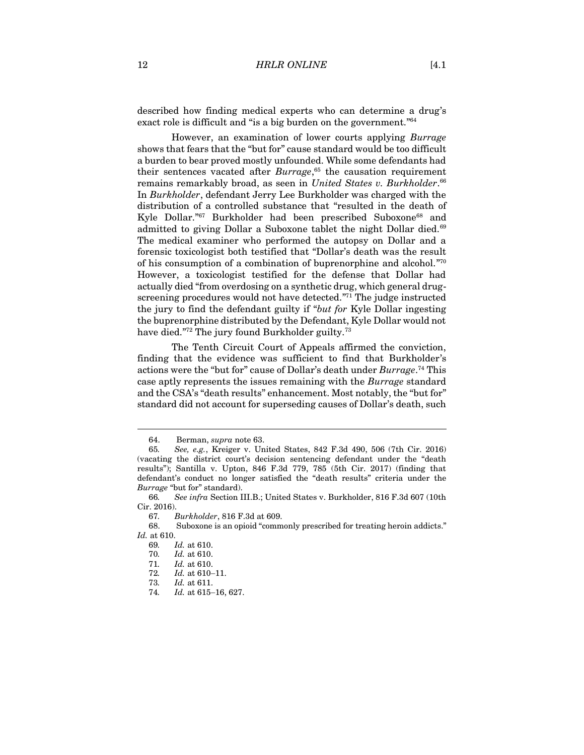described how finding medical experts who can determine a drug's exact role is difficult and "is a big burden on the government."[64]

However, an examination of lower courts applying *Burrage* shows that fears that the "but for" cause standard would be too difficult a burden to bear proved mostly unfounded. While some defendants had their sentences vacated after *Burrage*,[65] the causation requirement remains remarkably broad, as seen in *United States v. Burkholder*.[66] In *Burkholder*, defendant Jerry Lee Burkholder was charged with the distribution of a controlled substance that "resulted in the death of Kyle Dollar."[67] Burkholder had been prescribed Suboxone[68] and admitted to giving Dollar a Suboxone tablet the night Dollar died.[69] The medical examiner who performed the autopsy on Dollar and a forensic toxicologist both testified that "Dollar's death was the result of his consumption of a combination of buprenorphine and alcohol."[70] However, a toxicologist testified for the defense that Dollar had actually died "from overdosing on a synthetic drug, which general drug-screening procedures would not have detected."[71] The judge instructed the jury to find the defendant guilty if "*but for* Kyle Dollar ingesting the buprenorphine distributed by the Defendant, Kyle Dollar would not have died."[72] The jury found Burkholder guilty.[73]

The Tenth Circuit Court of Appeals affirmed the conviction, finding that the evidence was sufficient to find that Burkholder's actions were the "but for" cause of Dollar's death under *Burrage*.[74] This case aptly represents the issues remaining with the *Burrage* standard and the CSA's "death results" enhancement. Most notably, the "but for" standard did not account for superseding causes of Dollar's death, such

---

64. Berman, *supra* note 63.

65. *See, e.g.*, Kreiger v. United States, 842 F.3d 490, 506 (7th Cir. 2016) (vacating the district court's decision sentencing defendant under the "death results"); Santilla v. Upton, 846 F.3d 779, 785 (5th Cir. 2017) (finding that defendant's conduct no longer satisfied the "death results" criteria under the *Burrage* "but for" standard).

66. *See infra* Section III.B.; United States v. Burkholder, 816 F.3d 607 (10th Cir. 2016).

67. *Burkholder*, 816 F.3d at 609.

68. Suboxone is an opioid "commonly prescribed for treating heroin addicts." *Id.* at 610.

69. *Id.* at 610.

70. *Id.* at 610.

71. *Id.* at 610.

72. *Id.* at 610–11.

73. *Id.* at 611.

74. *Id.* at 615–16, 627.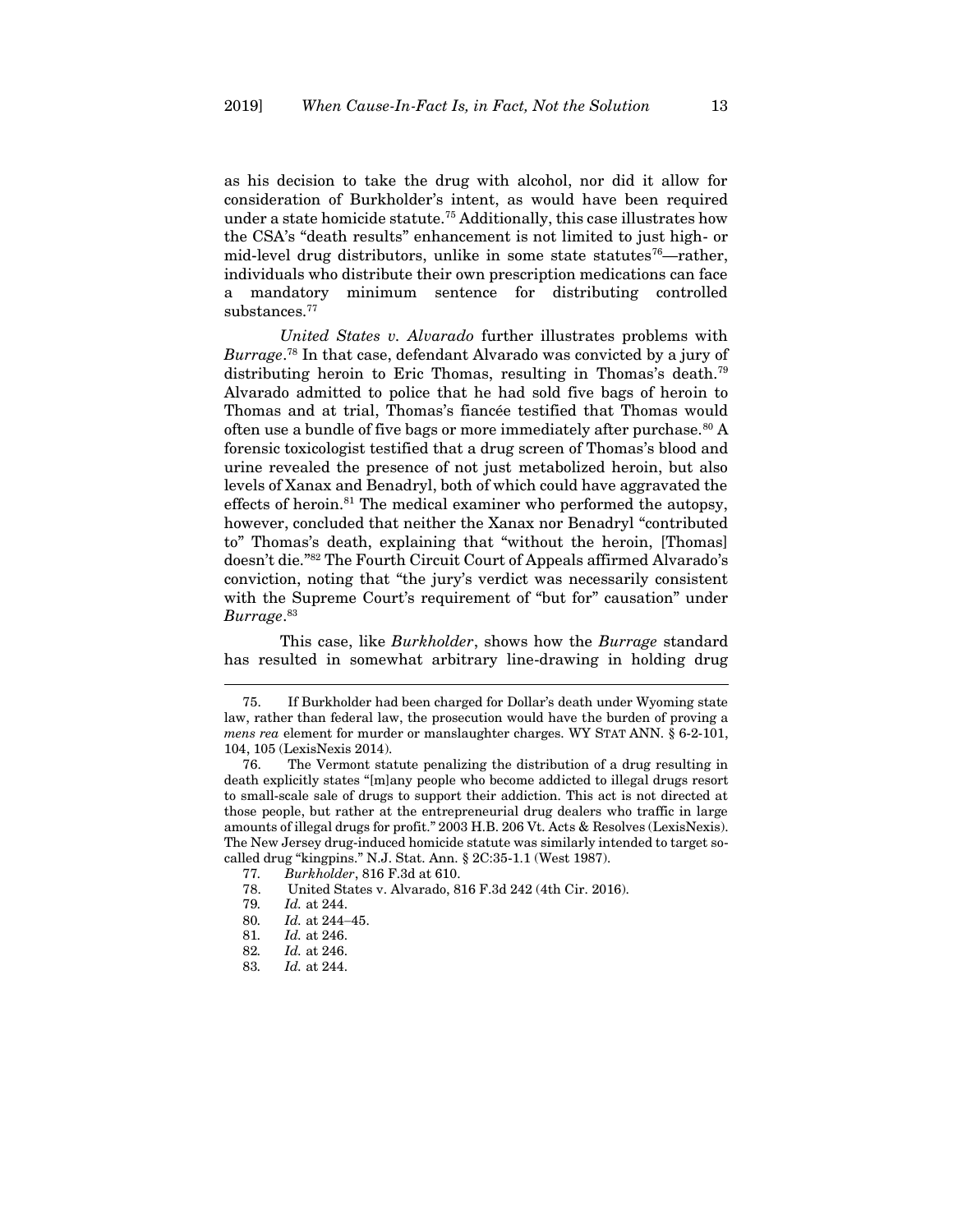as his decision to take the drug with alcohol, nor did it allow for consideration of Burkholder's intent, as would have been required under a state homicide statute.[75] Additionally, this case illustrates how the CSA's "death results" enhancement is not limited to just high- or mid-level drug distributors, unlike in some state statutes[76]—rather, individuals who distribute their own prescription medications can face a mandatory minimum sentence for distributing controlled substances.[77]

*United States v. Alvarado* further illustrates problems with *Burrage*.[78] In that case, defendant Alvarado was convicted by a jury of distributing heroin to Eric Thomas, resulting in Thomas's death.[79] Alvarado admitted to police that he had sold five bags of heroin to Thomas and at trial, Thomas's fiancée testified that Thomas would often use a bundle of five bags or more immediately after purchase.[80] A forensic toxicologist testified that a drug screen of Thomas's blood and urine revealed the presence of not just metabolized heroin, but also levels of Xanax and Benadryl, both of which could have aggravated the effects of heroin.[81] The medical examiner who performed the autopsy, however, concluded that neither the Xanax nor Benadryl "contributed to" Thomas's death, explaining that "without the heroin, [Thomas] doesn't die."[82] The Fourth Circuit Court of Appeals affirmed Alvarado's conviction, noting that "the jury's verdict was necessarily consistent with the Supreme Court's requirement of "but for" causation" under *Burrage*.[83]

This case, like *Burkholder*, shows how the *Burrage* standard has resulted in somewhat arbitrary line-drawing in holding drug

---

75. If Burkholder had been charged for Dollar's death under Wyoming state law, rather than federal law, the prosecution would have the burden of proving a *mens rea* element for murder or manslaughter charges. WY STAT ANN. § 6-2-101, 104, 105 (LexisNexis 2014).

76. The Vermont statute penalizing the distribution of a drug resulting in death explicitly states "[m]any people who become addicted to illegal drugs resort to small-scale sale of drugs to support their addiction. This act is not directed at those people, but rather at the entrepreneurial drug dealers who traffic in large amounts of illegal drugs for profit." 2003 H.B. 206 Vt. Acts & Resolves (LexisNexis). The New Jersey drug-induced homicide statute was similarly intended to target so-called drug "kingpins." N.J. Stat. Ann. § 2C:35-1.1 (West 1987).

77. *Burkholder*, 816 F.3d at 610.

78. United States v. Alvarado, 816 F.3d 242 (4th Cir. 2016).

79. *Id.* at 244.

80. *Id.* at 244–45.

81. *Id.* at 246.

82. *Id.* at 246.

83. *Id.* at 244.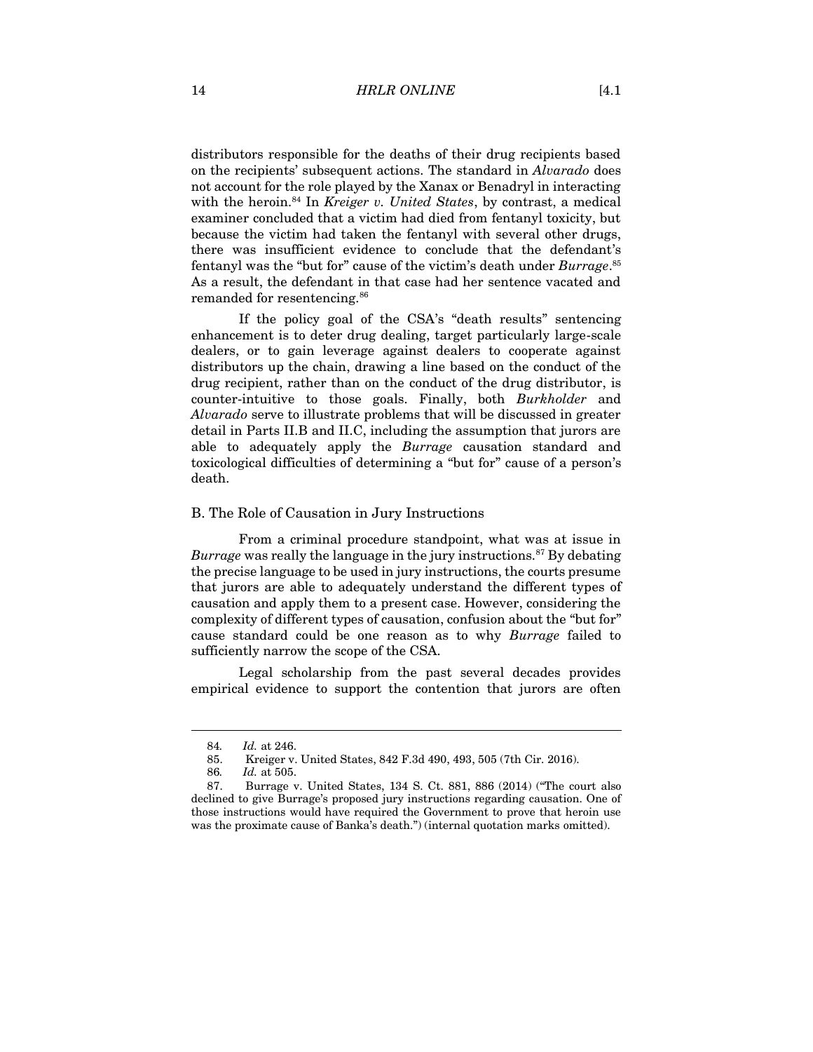distributors responsible for the deaths of their drug recipients based on the recipients' subsequent actions. The standard in *Alvarado* does not account for the role played by the Xanax or Benadryl in interacting with the heroin.[84] In *Kreiger v. United States*, by contrast, a medical examiner concluded that a victim had died from fentanyl toxicity, but because the victim had taken the fentanyl with several other drugs, there was insufficient evidence to conclude that the defendant's fentanyl was the "but for" cause of the victim's death under *Burrage*.[85] As a result, the defendant in that case had her sentence vacated and remanded for resentencing.[86]

If the policy goal of the CSA's "death results" sentencing enhancement is to deter drug dealing, target particularly large-scale dealers, or to gain leverage against dealers to cooperate against distributors up the chain, drawing a line based on the conduct of the drug recipient, rather than on the conduct of the drug distributor, is counter-intuitive to those goals. Finally, both *Burkholder* and *Alvarado* serve to illustrate problems that will be discussed in greater detail in Parts II.B and II.C, including the assumption that jurors are able to adequately apply the *Burrage* causation standard and toxicological difficulties of determining a "but for" cause of a person's death.

## B. The Role of Causation in Jury Instructions

From a criminal procedure standpoint, what was at issue in *Burrage* was really the language in the jury instructions.[87] By debating the precise language to be used in jury instructions, the courts presume that jurors are able to adequately understand the different types of causation and apply them to a present case. However, considering the complexity of different types of causation, confusion about the "but for" cause standard could be one reason as to why *Burrage* failed to sufficiently narrow the scope of the CSA.

Legal scholarship from the past several decades provides empirical evidence to support the contention that jurors are often

---

84. *Id.* at 246.

85. Kreiger v. United States, 842 F.3d 490, 493, 505 (7th Cir. 2016).

86. *Id.* at 505.

87. Burrage v. United States, 134 S. Ct. 881, 886 (2014) ("The court also declined to give Burrage's proposed jury instructions regarding causation. One of those instructions would have required the Government to prove that heroin use was the proximate cause of Banka's death.") (internal quotation marks omitted).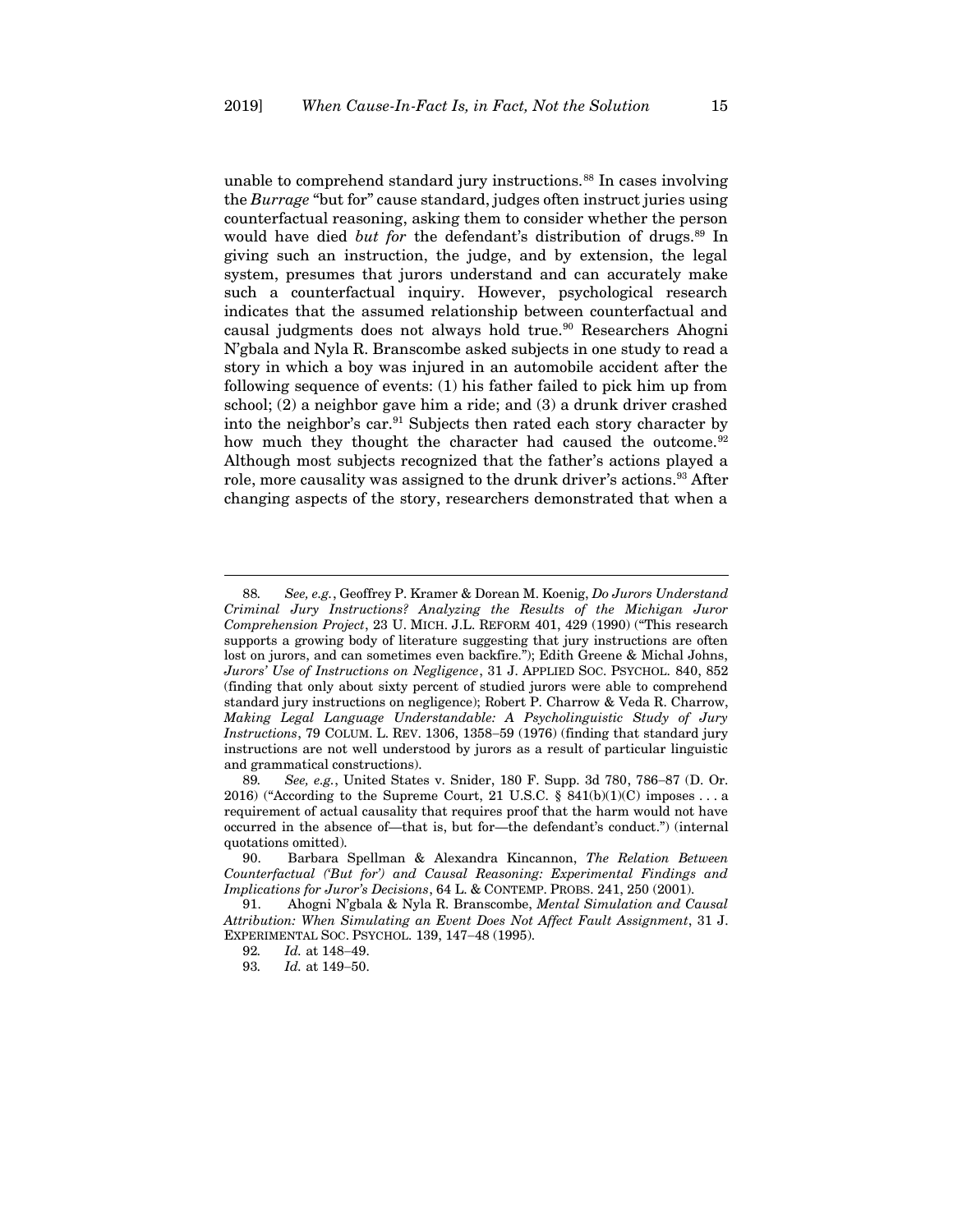unable to comprehend standard jury instructions.[88] In cases involving the *Burrage* "but for" cause standard, judges often instruct juries using counterfactual reasoning, asking them to consider whether the person would have died *but for* the defendant's distribution of drugs.[89] In giving such an instruction, the judge, and by extension, the legal system, presumes that jurors understand and can accurately make such a counterfactual inquiry. However, psychological research indicates that the assumed relationship between counterfactual and causal judgments does not always hold true.[90] Researchers Ahogni N'gbala and Nyla R. Branscombe asked subjects in one study to read a story in which a boy was injured in an automobile accident after the following sequence of events: (1) his father failed to pick him up from school; (2) a neighbor gave him a ride; and (3) a drunk driver crashed into the neighbor's car.[91] Subjects then rated each story character by how much they thought the character had caused the outcome.[92] Although most subjects recognized that the father's actions played a role, more causality was assigned to the drunk driver's actions.[93] After changing aspects of the story, researchers demonstrated that when a

---

88. *See, e.g.*, Geoffrey P. Kramer & Dorean M. Koenig, *Do Jurors Understand Criminal Jury Instructions? Analyzing the Results of the Michigan Juror Comprehension Project*, 23 U. MICH. J.L. REFORM 401, 429 (1990) ("This research supports a growing body of literature suggesting that jury instructions are often lost on jurors, and can sometimes even backfire."); Edith Greene & Michal Johns, *Jurors' Use of Instructions on Negligence*, 31 J. APPLIED SOC. PSYCHOL. 840, 852 (finding that only about sixty percent of studied jurors were able to comprehend standard jury instructions on negligence); Robert P. Charrow & Veda R. Charrow, *Making Legal Language Understandable: A Psycholinguistic Study of Jury Instructions*, 79 COLUM. L. REV. 1306, 1358–59 (1976) (finding that standard jury instructions are not well understood by jurors as a result of particular linguistic and grammatical constructions).

89. *See, e.g.*, United States v. Snider, 180 F. Supp. 3d 780, 786–87 (D. Or. 2016) ("According to the Supreme Court, 21 U.S.C. § 841(b)(1)(C) imposes . . . a requirement of actual causality that requires proof that the harm would not have occurred in the absence of—that is, but for—the defendant's conduct.") (internal quotations omitted).

90. Barbara Spellman & Alexandra Kincannon, *The Relation Between Counterfactual ('But for') and Causal Reasoning: Experimental Findings and Implications for Juror's Decisions*, 64 L. & CONTEMP. PROBS. 241, 250 (2001).

91. Ahogni N'gbala & Nyla R. Branscombe, *Mental Simulation and Causal Attribution: When Simulating an Event Does Not Affect Fault Assignment*, 31 J. EXPERIMENTAL SOC. PSYCHOL. 139, 147–48 (1995).

92. *Id.* at 148–49.

93. *Id.* at 149–50.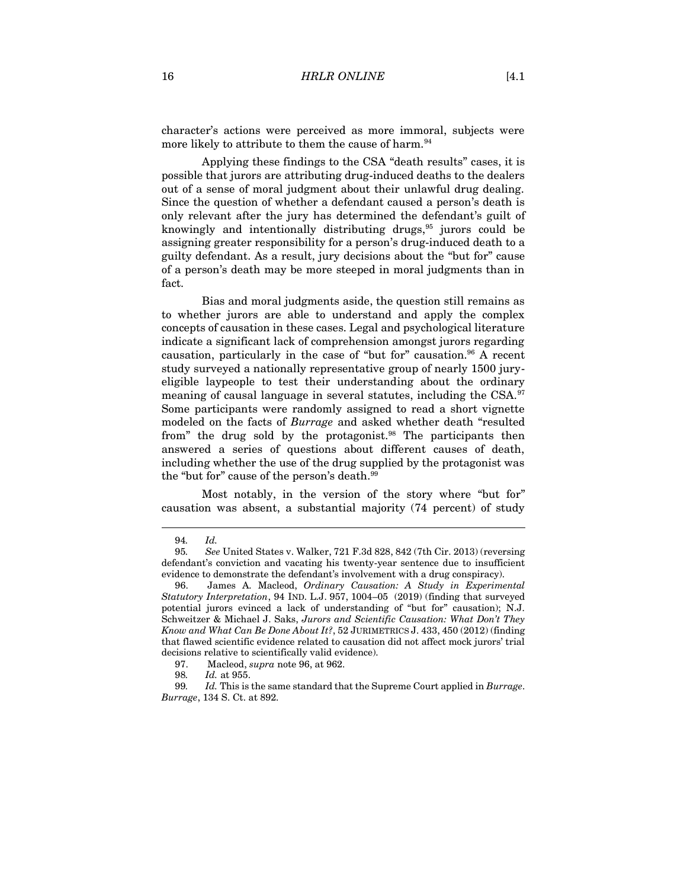character's actions were perceived as more immoral, subjects were more likely to attribute to them the cause of harm.[94]

Applying these findings to the CSA "death results" cases, it is possible that jurors are attributing drug-induced deaths to the dealers out of a sense of moral judgment about their unlawful drug dealing. Since the question of whether a defendant caused a person's death is only relevant after the jury has determined the defendant's guilt of knowingly and intentionally distributing drugs,[95] jurors could be assigning greater responsibility for a person's drug-induced death to a guilty defendant. As a result, jury decisions about the "but for" cause of a person's death may be more steeped in moral judgments than in fact.

Bias and moral judgments aside, the question still remains as to whether jurors are able to understand and apply the complex concepts of causation in these cases. Legal and psychological literature indicate a significant lack of comprehension amongst jurors regarding causation, particularly in the case of "but for" causation.[96] A recent study surveyed a nationally representative group of nearly 1500 jury-eligible laypeople to test their understanding about the ordinary meaning of causal language in several statutes, including the CSA.[97] Some participants were randomly assigned to read a short vignette modeled on the facts of *Burrage* and asked whether death "resulted from" the drug sold by the protagonist.[98] The participants then answered a series of questions about different causes of death, including whether the use of the drug supplied by the protagonist was the "but for" cause of the person's death.[99]

Most notably, in the version of the story where "but for" causation was absent, a substantial majority (74 percent) of study

---

94. *Id.*

95. *See* United States v. Walker, 721 F.3d 828, 842 (7th Cir. 2013) (reversing defendant's conviction and vacating his twenty-year sentence due to insufficient evidence to demonstrate the defendant's involvement with a drug conspiracy).

96. James A. Macleod, *Ordinary Causation: A Study in Experimental Statutory Interpretation*, 94 IND. L.J. 957, 1004–05 (2019) (finding that surveyed potential jurors evinced a lack of understanding of "but for" causation); N.J. Schweitzer & Michael J. Saks, *Jurors and Scientific Causation: What Don't They Know and What Can Be Done About It?*, 52 JURIMETRICS J. 433, 450 (2012) (finding that flawed scientific evidence related to causation did not affect mock jurors' trial decisions relative to scientifically valid evidence).

97. Macleod, *supra* note 96, at 962.

98. *Id.* at 955.

99. *Id.* This is the same standard that the Supreme Court applied in *Burrage*. *Burrage*, 134 S. Ct. at 892.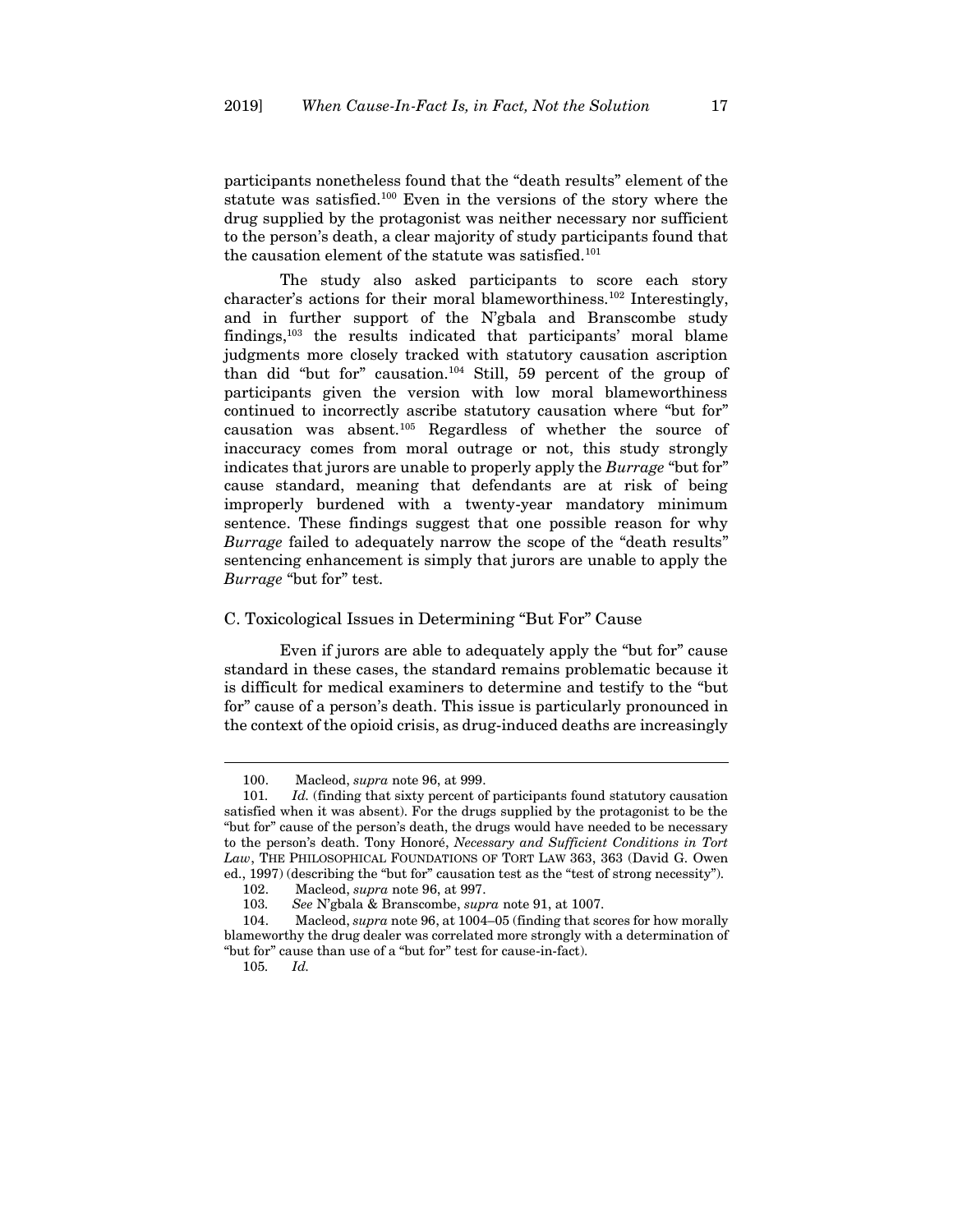participants nonetheless found that the "death results" element of the statute was satisfied.[100] Even in the versions of the story where the drug supplied by the protagonist was neither necessary nor sufficient to the person's death, a clear majority of study participants found that the causation element of the statute was satisfied.[101]

The study also asked participants to score each story character's actions for their moral blameworthiness.[102] Interestingly, and in further support of the N'gbala and Branscombe study findings,[103] the results indicated that participants' moral blame judgments more closely tracked with statutory causation ascription than did "but for" causation.[104] Still, 59 percent of the group of participants given the version with low moral blameworthiness continued to incorrectly ascribe statutory causation where "but for" causation was absent.[105] Regardless of whether the source of inaccuracy comes from moral outrage or not, this study strongly indicates that jurors are unable to properly apply the *Burrage* "but for" cause standard, meaning that defendants are at risk of being improperly burdened with a twenty-year mandatory minimum sentence. These findings suggest that one possible reason for why *Burrage* failed to adequately narrow the scope of the "death results" sentencing enhancement is simply that jurors are unable to apply the *Burrage* "but for" test.

### C. Toxicological Issues in Determining "But For" Cause

Even if jurors are able to adequately apply the "but for" cause standard in these cases, the standard remains problematic because it is difficult for medical examiners to determine and testify to the "but for" cause of a person's death. This issue is particularly pronounced in the context of the opioid crisis, as drug-induced deaths are increasingly

---

100. Macleod, *supra* note 96, at 999.

101. *Id.* (finding that sixty percent of participants found statutory causation satisfied when it was absent). For the drugs supplied by the protagonist to be the "but for" cause of the person's death, the drugs would have needed to be necessary to the person's death. Tony Honoré, *Necessary and Sufficient Conditions in Tort Law*, THE PHILOSOPHICAL FOUNDATIONS OF TORT LAW 363, 363 (David G. Owen ed., 1997) (describing the "but for" causation test as the "test of strong necessity").

102. Macleod, *supra* note 96, at 997.

103. *See* N'gbala & Branscombe, *supra* note 91, at 1007.

104. Macleod, *supra* note 96, at 1004–05 (finding that scores for how morally blameworthy the drug dealer was correlated more strongly with a determination of "but for" cause than use of a "but for" test for cause-in-fact).

105. *Id.*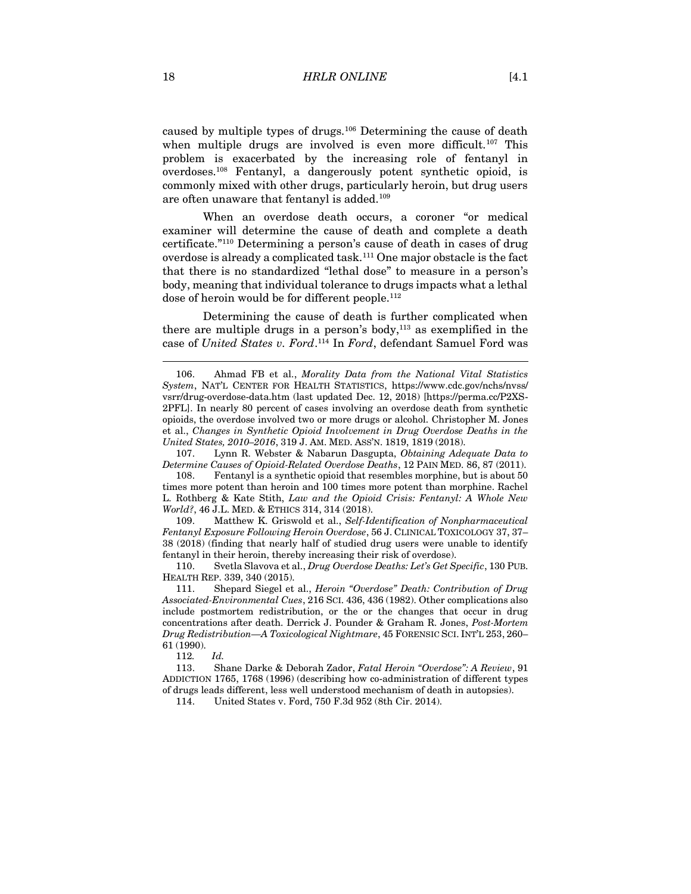caused by multiple types of drugs.[106] Determining the cause of death when multiple drugs are involved is even more difficult.[107] This problem is exacerbated by the increasing role of fentanyl in overdoses.[108] Fentanyl, a dangerously potent synthetic opioid, is commonly mixed with other drugs, particularly heroin, but drug users are often unaware that fentanyl is added.[109]

When an overdose death occurs, a coroner "or medical examiner will determine the cause of death and complete a death certificate."[110] Determining a person's cause of death in cases of drug overdose is already a complicated task.[111] One major obstacle is the fact that there is no standardized "lethal dose" to measure in a person's body, meaning that individual tolerance to drugs impacts what a lethal dose of heroin would be for different people.[112]

Determining the cause of death is further complicated when there are multiple drugs in a person's body,[113] as exemplified in the case of *United States v. Ford*.[114] In *Ford*, defendant Samuel Ford was

---

106. Ahmad FB et al., *Morality Data from the National Vital Statistics System*, NAT'L CENTER FOR HEALTH STATISTICS, https://www.cdc.gov/nchs/nvss/vsrr/drug-overdose-data.htm (last updated Dec. 12, 2018) [https://perma.cc/P2XS-2PFL]. In nearly 80 percent of cases involving an overdose death from synthetic opioids, the overdose involved two or more drugs or alcohol. Christopher M. Jones et al., *Changes in Synthetic Opioid Involvement in Drug Overdose Deaths in the United States, 2010–2016*, 319 J. AM. MED. ASS'N. 1819, 1819 (2018).

107. Lynn R. Webster & Nabarun Dasgupta, *Obtaining Adequate Data to Determine Causes of Opioid-Related Overdose Deaths*, 12 PAIN MED. 86, 87 (2011).

108. Fentanyl is a synthetic opioid that resembles morphine, but is about 50 times more potent than heroin and 100 times more potent than morphine. Rachel L. Rothberg & Kate Stith, *Law and the Opioid Crisis: Fentanyl: A Whole New World?*, 46 J.L. MED. & ETHICS 314, 314 (2018).

109. Matthew K. Griswold et al., *Self-Identification of Nonpharmaceutical Fentanyl Exposure Following Heroin Overdose*, 56 J. CLINICAL TOXICOLOGY 37, 37–38 (2018) (finding that nearly half of studied drug users were unable to identify fentanyl in their heroin, thereby increasing their risk of overdose).

110. Svetla Slavova et al., *Drug Overdose Deaths: Let's Get Specific*, 130 PUB. HEALTH REP. 339, 340 (2015).

111. Shepard Siegel et al., *Heroin "Overdose" Death: Contribution of Drug Associated-Environmental Cues*, 216 SCI. 436, 436 (1982). Other complications also include postmortem redistribution, or the or the changes that occur in drug concentrations after death. Derrick J. Pounder & Graham R. Jones, *Post-Mortem Drug Redistribution—A Toxicological Nightmare*, 45 FORENSIC SCI. INT'L 253, 260–61 (1990).

112. *Id.*

113. Shane Darke & Deborah Zador, *Fatal Heroin "Overdose": A Review*, 91 ADDICTION 1765, 1768 (1996) (describing how co-administration of different types of drugs leads different, less well understood mechanism of death in autopsies).

114. United States v. Ford, 750 F.3d 952 (8th Cir. 2014).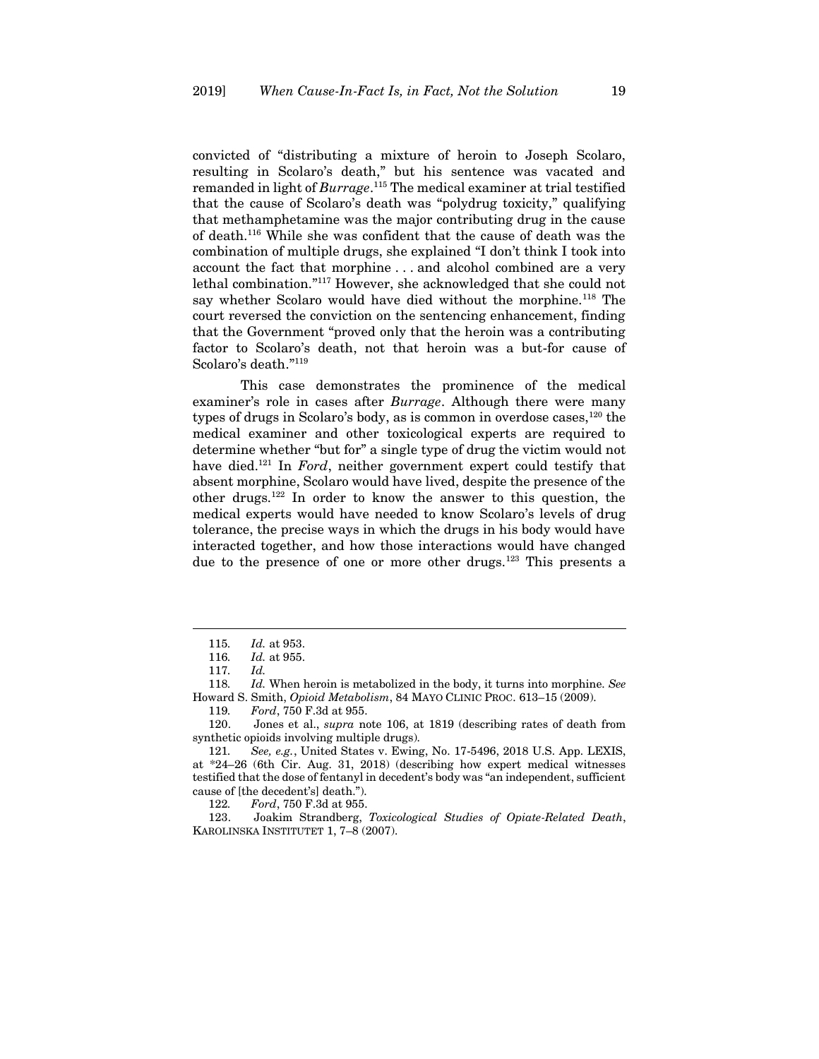convicted of "distributing a mixture of heroin to Joseph Scolaro, resulting in Scolaro's death," but his sentence was vacated and remanded in light of *Burrage*.[115] The medical examiner at trial testified that the cause of Scolaro's death was "polydrug toxicity," qualifying that methamphetamine was the major contributing drug in the cause of death.[116] While she was confident that the cause of death was the combination of multiple drugs, she explained "I don't think I took into account the fact that morphine . . . and alcohol combined are a very lethal combination."[117] However, she acknowledged that she could not say whether Scolaro would have died without the morphine.[118] The court reversed the conviction on the sentencing enhancement, finding that the Government "proved only that the heroin was a contributing factor to Scolaro's death, not that heroin was a but-for cause of Scolaro's death."[119]

This case demonstrates the prominence of the medical examiner's role in cases after *Burrage*. Although there were many types of drugs in Scolaro's body, as is common in overdose cases,[120] the medical examiner and other toxicological experts are required to determine whether "but for" a single type of drug the victim would not have died.[121] In *Ford*, neither government expert could testify that absent morphine, Scolaro would have lived, despite the presence of the other drugs.[122] In order to know the answer to this question, the medical experts would have needed to know Scolaro's levels of drug tolerance, the precise ways in which the drugs in his body would have interacted together, and how those interactions would have changed due to the presence of one or more other drugs.[123] This presents a

---

115. *Id.* at 953.

116. *Id.* at 955.

117. *Id.*

118. *Id.* When heroin is metabolized in the body, it turns into morphine. *See* Howard S. Smith, *Opioid Metabolism*, 84 MAYO CLINIC PROC. 613–15 (2009).

119. *Ford*, 750 F.3d at 955.

120. Jones et al., *supra* note 106, at 1819 (describing rates of death from synthetic opioids involving multiple drugs).

121. *See, e.g.*, United States v. Ewing, No. 17-5496, 2018 U.S. App. LEXIS, at *24–26 (6th Cir. Aug. 31, 2018) (describing how expert medical witnesses testified that the dose of fentanyl in decedent's body was "an independent, sufficient cause of [the decedent's] death.").

122. *Ford*, 750 F.3d at 955.

123. Joakim Strandberg, *Toxicological Studies of Opiate-Related Death*, KAROLINSKA INSTITUTET 1, 7–8 (2007).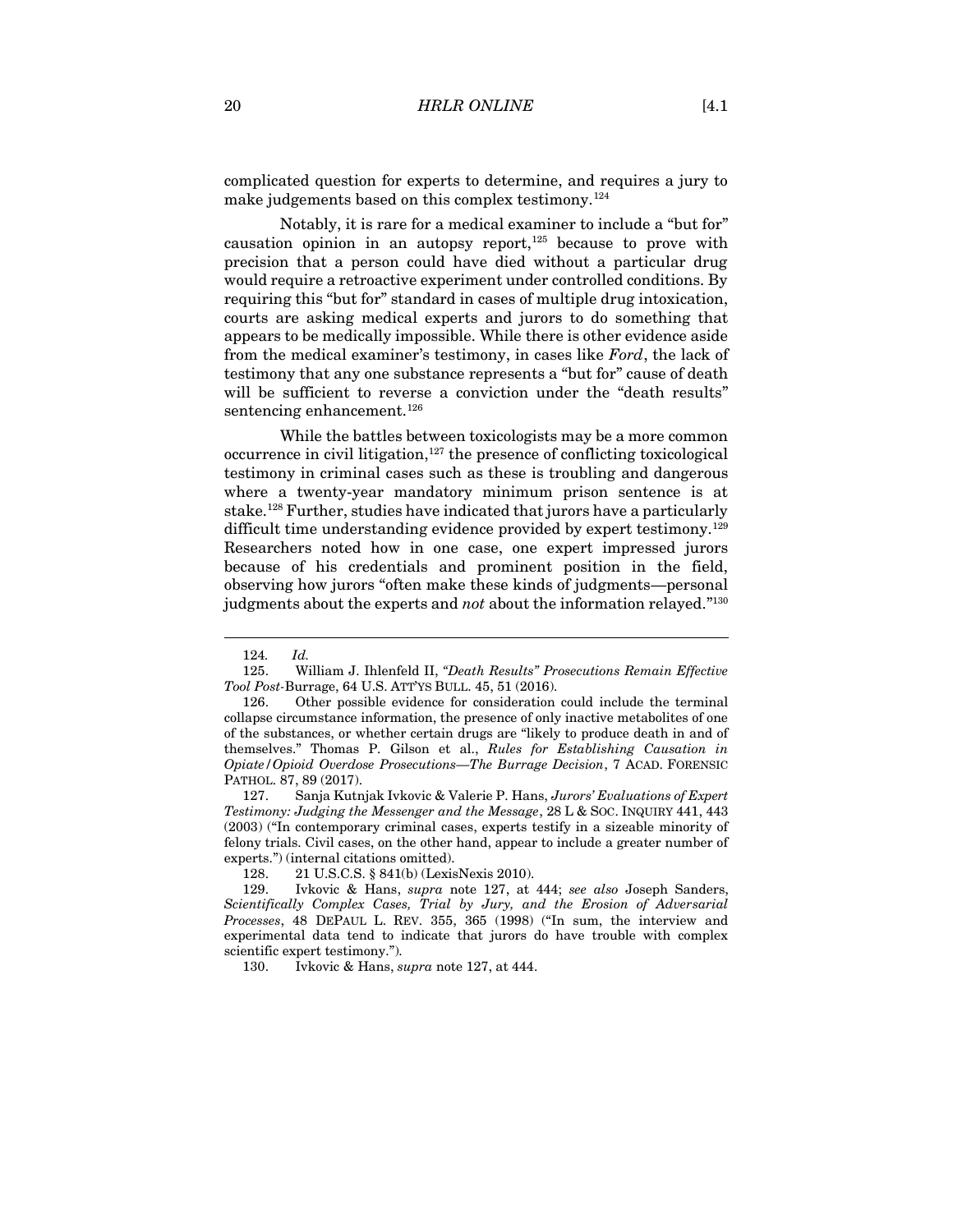complicated question for experts to determine, and requires a jury to make judgements based on this complex testimony.[124]

Notably, it is rare for a medical examiner to include a "but for" causation opinion in an autopsy report,[125] because to prove with precision that a person could have died without a particular drug would require a retroactive experiment under controlled conditions. By requiring this "but for" standard in cases of multiple drug intoxication, courts are asking medical experts and jurors to do something that appears to be medically impossible. While there is other evidence aside from the medical examiner's testimony, in cases like *Ford*, the lack of testimony that any one substance represents a "but for" cause of death will be sufficient to reverse a conviction under the "death results" sentencing enhancement.[126]

While the battles between toxicologists may be a more common occurrence in civil litigation,[127] the presence of conflicting toxicological testimony in criminal cases such as these is troubling and dangerous where a twenty-year mandatory minimum prison sentence is at stake.[128] Further, studies have indicated that jurors have a particularly difficult time understanding evidence provided by expert testimony.[129] Researchers noted how in one case, one expert impressed jurors because of his credentials and prominent position in the field, observing how jurors "often make these kinds of judgments—personal judgments about the experts and *not* about the information relayed."[130]

---

124. *Id.*

125. William J. Ihlenfeld II, *"Death Results" Prosecutions Remain Effective Tool Post-*Burrage, 64 U.S. ATT'YS BULL. 45, 51 (2016).

126. Other possible evidence for consideration could include the terminal collapse circumstance information, the presence of only inactive metabolites of one of the substances, or whether certain drugs are "likely to produce death in and of themselves." Thomas P. Gilson et al., *Rules for Establishing Causation in Opiate/Opioid Overdose Prosecutions—The Burrage Decision*, 7 ACAD. FORENSIC PATHOL. 87, 89 (2017).

127. Sanja Kutnjak Ivkovic & Valerie P. Hans, *Jurors' Evaluations of Expert Testimony: Judging the Messenger and the Message*, 28 L & SOC. INQUIRY 441, 443 (2003) ("In contemporary criminal cases, experts testify in a sizeable minority of felony trials. Civil cases, on the other hand, appear to include a greater number of experts.") (internal citations omitted).

128. 21 U.S.C.S. § 841(b) (LexisNexis 2010).

129. Ivkovic & Hans, *supra* note 127, at 444; *see also* Joseph Sanders, *Scientifically Complex Cases, Trial by Jury, and the Erosion of Adversarial Processes*, 48 DEPAUL L. REV. 355, 365 (1998) ("In sum, the interview and experimental data tend to indicate that jurors do have trouble with complex scientific expert testimony.").

130. Ivkovic & Hans, *supra* note 127, at 444.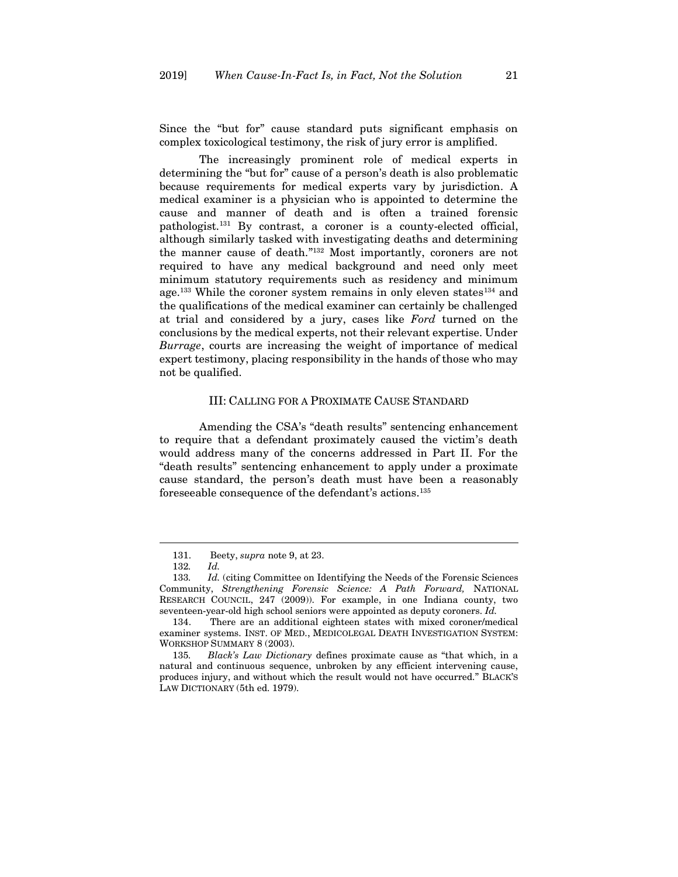Since the "but for" cause standard puts significant emphasis on complex toxicological testimony, the risk of jury error is amplified.

The increasingly prominent role of medical experts in determining the "but for" cause of a person's death is also problematic because requirements for medical experts vary by jurisdiction. A medical examiner is a physician who is appointed to determine the cause and manner of death and is often a trained forensic pathologist.[131] By contrast, a coroner is a county-elected official, although similarly tasked with investigating deaths and determining the manner cause of death."[132] Most importantly, coroners are not required to have any medical background and need only meet minimum statutory requirements such as residency and minimum age.[133] While the coroner system remains in only eleven states[134] and the qualifications of the medical examiner can certainly be challenged at trial and considered by a jury, cases like *Ford* turned on the conclusions by the medical experts, not their relevant expertise. Under *Burrage*, courts are increasing the weight of importance of medical expert testimony, placing responsibility in the hands of those who may not be qualified.

## III: CALLING FOR A PROXIMATE CAUSE STANDARD

Amending the CSA's "death results" sentencing enhancement to require that a defendant proximately caused the victim's death would address many of the concerns addressed in Part II. For the "death results" sentencing enhancement to apply under a proximate cause standard, the person's death must have been a reasonably foreseeable consequence of the defendant's actions.[135]

---

131. Beety, *supra* note 9, at 23.

132. *Id.*

133. *Id.* (citing Committee on Identifying the Needs of the Forensic Sciences Community, *Strengthening Forensic Science: A Path Forward,* NATIONAL RESEARCH COUNCIL, 247 (2009)). For example, in one Indiana county, two seventeen-year-old high school seniors were appointed as deputy coroners. *Id.*

134. There are an additional eighteen states with mixed coroner/medical examiner systems. INST. OF MED., MEDICOLEGAL DEATH INVESTIGATION SYSTEM: WORKSHOP SUMMARY 8 (2003).

135. *Black's Law Dictionary* defines proximate cause as "that which, in a natural and continuous sequence, unbroken by any efficient intervening cause, produces injury, and without which the result would not have occurred." BLACK'S LAW DICTIONARY (5th ed. 1979).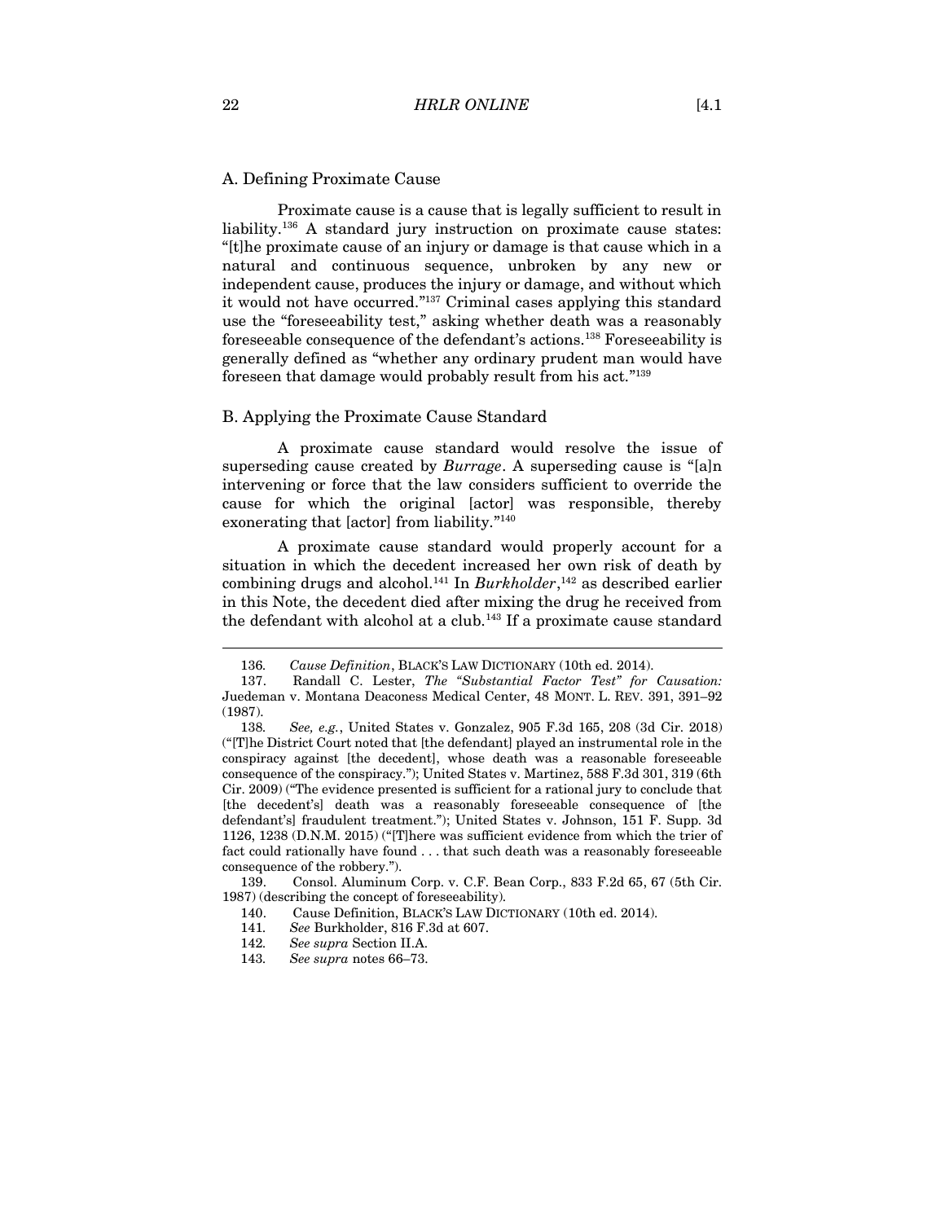## A. Defining Proximate Cause

Proximate cause is a cause that is legally sufficient to result in liability.[136] A standard jury instruction on proximate cause states: "[t]he proximate cause of an injury or damage is that cause which in a natural and continuous sequence, unbroken by any new or independent cause, produces the injury or damage, and without which it would not have occurred."[137] Criminal cases applying this standard use the "foreseeability test," asking whether death was a reasonably foreseeable consequence of the defendant's actions.[138] Foreseeability is generally defined as "whether any ordinary prudent man would have foreseen that damage would probably result from his act."[139]

## B. Applying the Proximate Cause Standard

A proximate cause standard would resolve the issue of superseding cause created by *Burrage*. A superseding cause is "[a]n intervening or force that the law considers sufficient to override the cause for which the original [actor] was responsible, thereby exonerating that [actor] from liability."[140]

A proximate cause standard would properly account for a situation in which the decedent increased her own risk of death by combining drugs and alcohol.[141] In *Burkholder*,[142] as described earlier in this Note, the decedent died after mixing the drug he received from the defendant with alcohol at a club.[143] If a proximate cause standard

---

136. *Cause Definition*, BLACK'S LAW DICTIONARY (10th ed. 2014).

137. Randall C. Lester, *The "Substantial Factor Test" for Causation:* Juedeman v. Montana Deaconess Medical Center, 48 MONT. L. REV. 391, 391–92 (1987).

138. *See, e.g.*, United States v. Gonzalez, 905 F.3d 165, 208 (3d Cir. 2018) ("[T]he District Court noted that [the defendant] played an instrumental role in the conspiracy against [the decedent], whose death was a reasonable foreseeable consequence of the conspiracy."); United States v. Martinez, 588 F.3d 301, 319 (6th Cir. 2009) ("The evidence presented is sufficient for a rational jury to conclude that [the decedent's] death was a reasonably foreseeable consequence of [the defendant's] fraudulent treatment."); United States v. Johnson, 151 F. Supp. 3d 1126, 1238 (D.N.M. 2015) ("[T]here was sufficient evidence from which the trier of fact could rationally have found . . . that such death was a reasonably foreseeable consequence of the robbery.").

139. Consol. Aluminum Corp. v. C.F. Bean Corp., 833 F.2d 65, 67 (5th Cir. 1987) (describing the concept of foreseeability).

140. Cause Definition, BLACK'S LAW DICTIONARY (10th ed. 2014).

141. *See* Burkholder, 816 F.3d at 607.

142. *See supra* Section II.A.

143. *See supra* notes 66–73.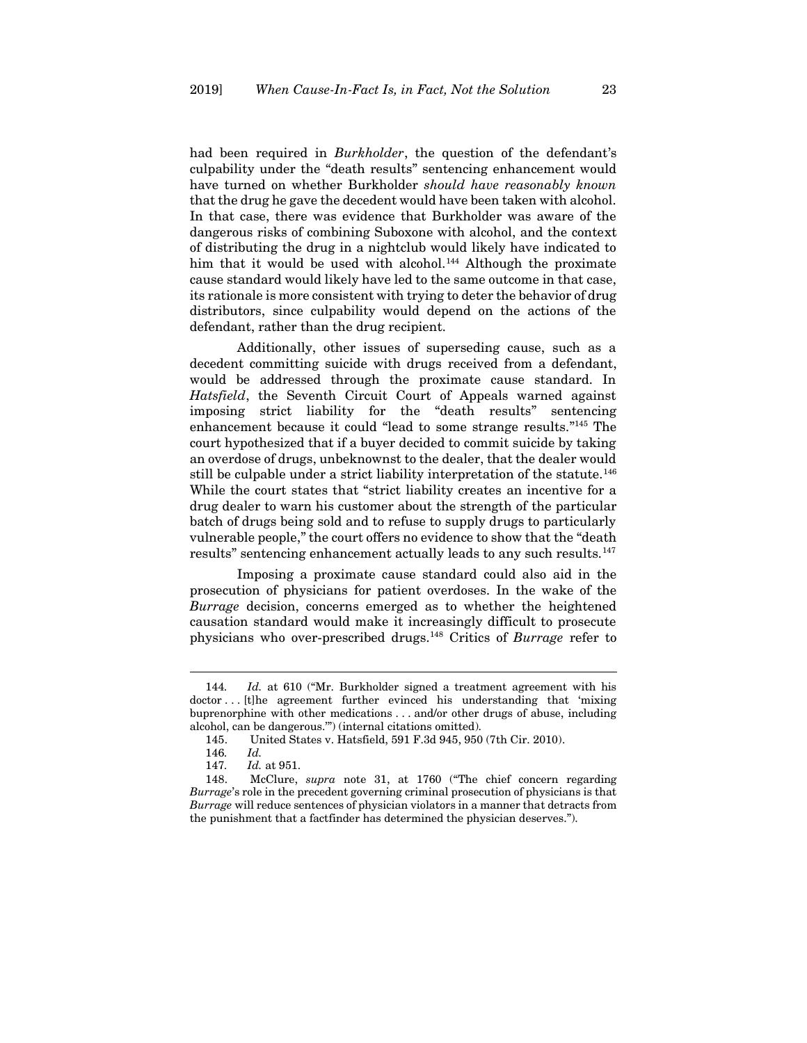had been required in *Burkholder*, the question of the defendant's culpability under the "death results" sentencing enhancement would have turned on whether Burkholder *should have reasonably known* that the drug he gave the decedent would have been taken with alcohol. In that case, there was evidence that Burkholder was aware of the dangerous risks of combining Suboxone with alcohol, and the context of distributing the drug in a nightclub would likely have indicated to him that it would be used with alcohol.[144] Although the proximate cause standard would likely have led to the same outcome in that case, its rationale is more consistent with trying to deter the behavior of drug distributors, since culpability would depend on the actions of the defendant, rather than the drug recipient.

Additionally, other issues of superseding cause, such as a decedent committing suicide with drugs received from a defendant, would be addressed through the proximate cause standard. In *Hatsfield*, the Seventh Circuit Court of Appeals warned against imposing strict liability for the "death results" sentencing enhancement because it could "lead to some strange results."[145] The court hypothesized that if a buyer decided to commit suicide by taking an overdose of drugs, unbeknownst to the dealer, that the dealer would still be culpable under a strict liability interpretation of the statute.[146] While the court states that "strict liability creates an incentive for a drug dealer to warn his customer about the strength of the particular batch of drugs being sold and to refuse to supply drugs to particularly vulnerable people," the court offers no evidence to show that the "death results" sentencing enhancement actually leads to any such results.[147]

Imposing a proximate cause standard could also aid in the prosecution of physicians for patient overdoses. In the wake of the *Burrage* decision, concerns emerged as to whether the heightened causation standard would make it increasingly difficult to prosecute physicians who over-prescribed drugs.[148] Critics of *Burrage* refer to

---

144. *Id.* at 610 ("Mr. Burkholder signed a treatment agreement with his doctor . . . [t]he agreement further evinced his understanding that 'mixing buprenorphine with other medications . . . and/or other drugs of abuse, including alcohol, can be dangerous.'") (internal citations omitted).

145. United States v. Hatsfield, 591 F.3d 945, 950 (7th Cir. 2010).

146. *Id.*

147. *Id.* at 951.

148. McClure, *supra* note 31, at 1760 ("The chief concern regarding *Burrage*'s role in the precedent governing criminal prosecution of physicians is that *Burrage* will reduce sentences of physician violators in a manner that detracts from the punishment that a factfinder has determined the physician deserves.").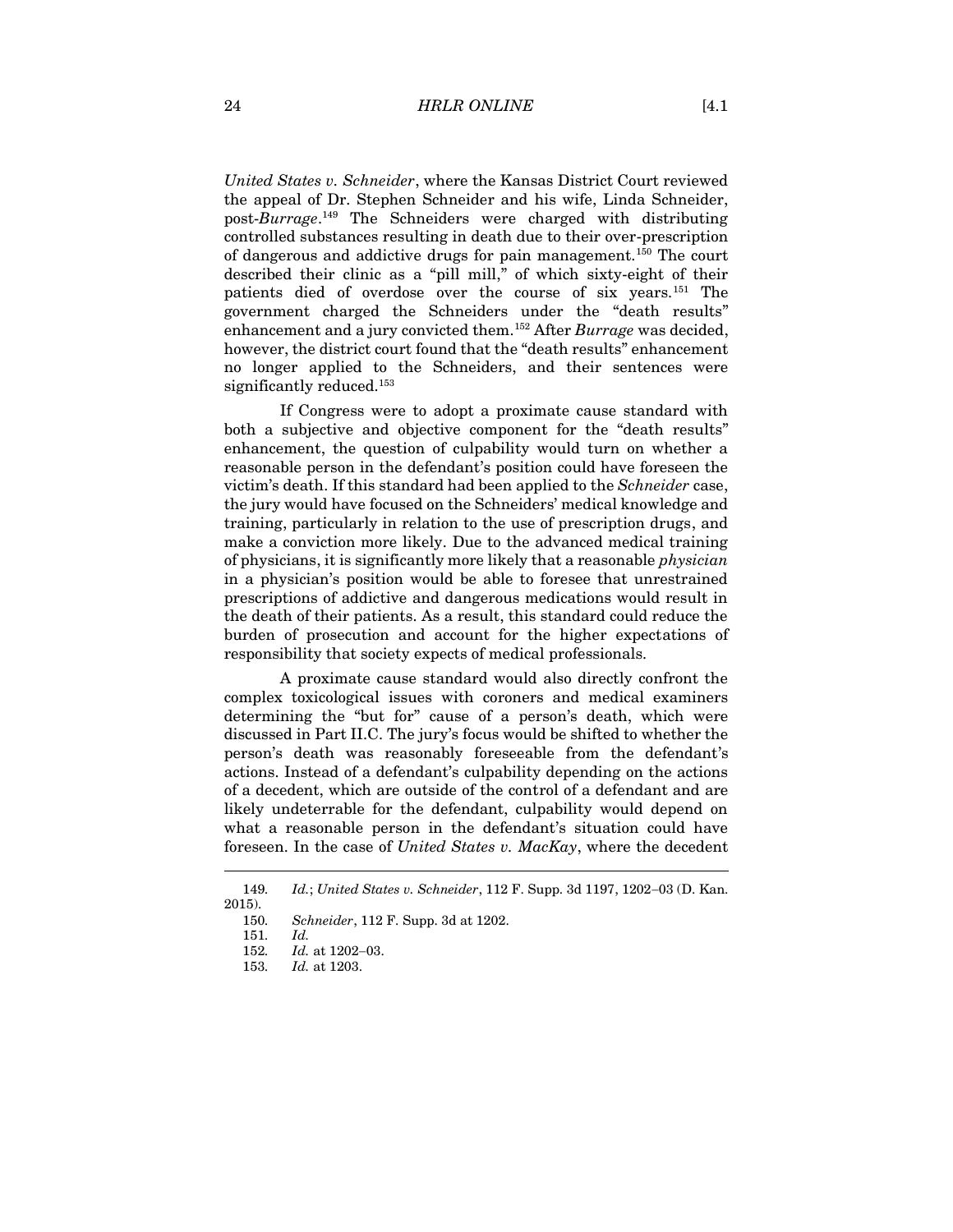*United States v. Schneider*, where the Kansas District Court reviewed the appeal of Dr. Stephen Schneider and his wife, Linda Schneider, post-*Burrage*.[149] The Schneiders were charged with distributing controlled substances resulting in death due to their over-prescription of dangerous and addictive drugs for pain management.[150] The court described their clinic as a "pill mill," of which sixty-eight of their patients died of overdose over the course of six years.[151] The government charged the Schneiders under the "death results" enhancement and a jury convicted them.[152] After *Burrage* was decided, however, the district court found that the "death results" enhancement no longer applied to the Schneiders, and their sentences were significantly reduced.[153]

If Congress were to adopt a proximate cause standard with both a subjective and objective component for the "death results" enhancement, the question of culpability would turn on whether a reasonable person in the defendant's position could have foreseen the victim's death. If this standard had been applied to the *Schneider* case, the jury would have focused on the Schneiders' medical knowledge and training, particularly in relation to the use of prescription drugs, and make a conviction more likely. Due to the advanced medical training of physicians, it is significantly more likely that a reasonable *physician* in a physician's position would be able to foresee that unrestrained prescriptions of addictive and dangerous medications would result in the death of their patients. As a result, this standard could reduce the burden of prosecution and account for the higher expectations of responsibility that society expects of medical professionals.

A proximate cause standard would also directly confront the complex toxicological issues with coroners and medical examiners determining the "but for" cause of a person's death, which were discussed in Part II.C. The jury's focus would be shifted to whether the person's death was reasonably foreseeable from the defendant's actions. Instead of a defendant's culpability depending on the actions of a decedent, which are outside of the control of a defendant and are likely undeterrable for the defendant, culpability would depend on what a reasonable person in the defendant's situation could have foreseen. In the case of *United States v. MacKay*, where the decedent

---

149. *Id.*; *United States v. Schneider*, 112 F. Supp. 3d 1197, 1202–03 (D. Kan. 2015).

150. *Schneider*, 112 F. Supp. 3d at 1202.

151. *Id.*

152. *Id.* at 1202–03.

153. *Id.* at 1203.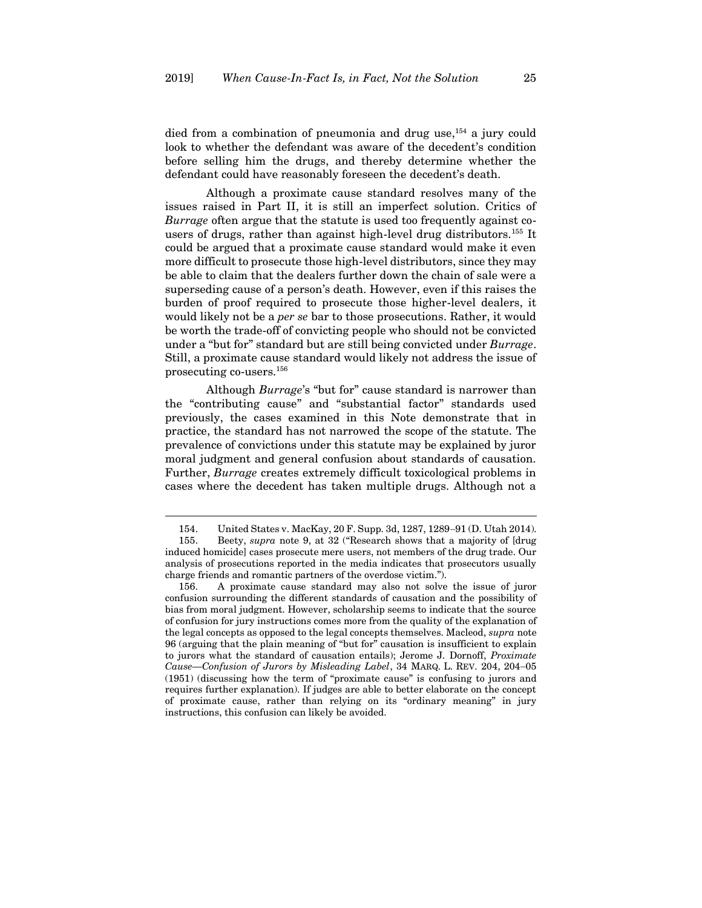died from a combination of pneumonia and drug use,[154] a jury could look to whether the defendant was aware of the decedent's condition before selling him the drugs, and thereby determine whether the defendant could have reasonably foreseen the decedent's death.

Although a proximate cause standard resolves many of the issues raised in Part II, it is still an imperfect solution. Critics of *Burrage* often argue that the statute is used too frequently against co-users of drugs, rather than against high-level drug distributors.[155] It could be argued that a proximate cause standard would make it even more difficult to prosecute those high-level distributors, since they may be able to claim that the dealers further down the chain of sale were a superseding cause of a person's death. However, even if this raises the burden of proof required to prosecute those higher-level dealers, it would likely not be a *per se* bar to those prosecutions. Rather, it would be worth the trade-off of convicting people who should not be convicted under a "but for" standard but are still being convicted under *Burrage*. Still, a proximate cause standard would likely not address the issue of prosecuting co-users.[156]

Although *Burrage*'s "but for" cause standard is narrower than the "contributing cause" and "substantial factor" standards used previously, the cases examined in this Note demonstrate that in practice, the standard has not narrowed the scope of the statute. The prevalence of convictions under this statute may be explained by juror moral judgment and general confusion about standards of causation. Further, *Burrage* creates extremely difficult toxicological problems in cases where the decedent has taken multiple drugs. Although not a

---

154. United States v. MacKay, 20 F. Supp. 3d, 1287, 1289–91 (D. Utah 2014).

155. Beety, *supra* note 9, at 32 ("Research shows that a majority of [drug induced homicide] cases prosecute mere users, not members of the drug trade. Our analysis of prosecutions reported in the media indicates that prosecutors usually charge friends and romantic partners of the overdose victim.").

156. A proximate cause standard may also not solve the issue of juror confusion surrounding the different standards of causation and the possibility of bias from moral judgment. However, scholarship seems to indicate that the source of confusion for jury instructions comes more from the quality of the explanation of the legal concepts as opposed to the legal concepts themselves. Macleod, *supra* note 96 (arguing that the plain meaning of "but for" causation is insufficient to explain to jurors what the standard of causation entails); Jerome J. Dornoff, *Proximate Cause—Confusion of Jurors by Misleading Label*, 34 MARQ. L. REV. 204, 204–05 (1951) (discussing how the term of "proximate cause" is confusing to jurors and requires further explanation). If judges are able to better elaborate on the concept of proximate cause, rather than relying on its "ordinary meaning" in jury instructions, this confusion can likely be avoided.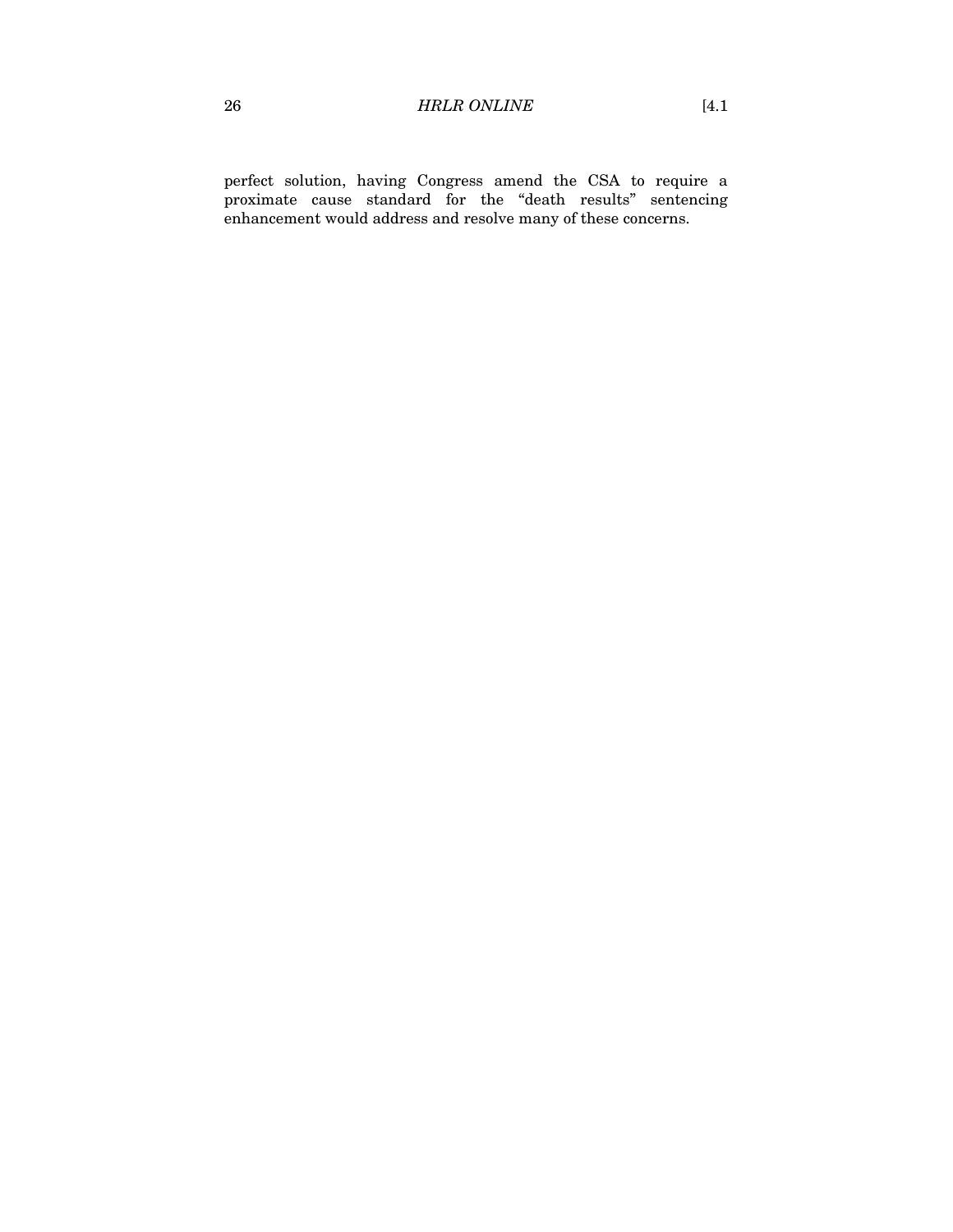perfect solution, having Congress amend the CSA to require a proximate cause standard for the "death results" sentencing enhancement would address and resolve many of these concerns.